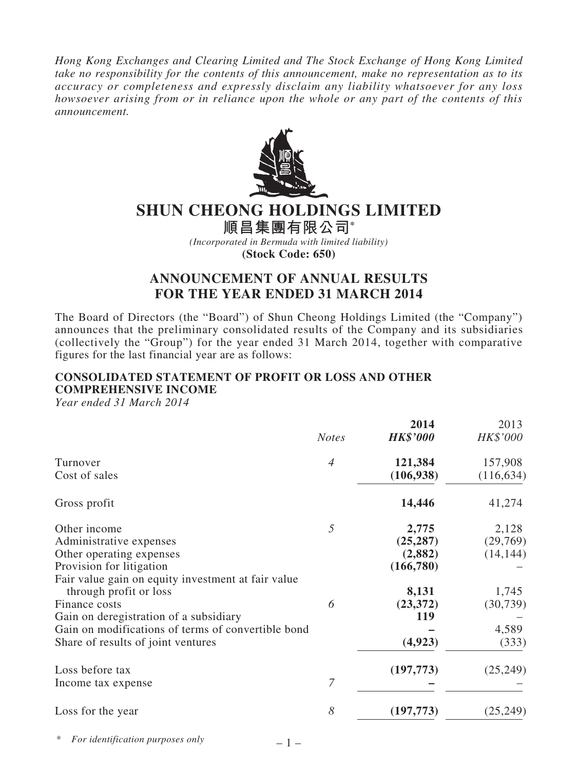*Hong Kong Exchanges and Clearing Limited and The Stock Exchange of Hong Kong Limited take no responsibility for the contents of this announcement, make no representation as to its accuracy or completeness and expressly disclaim any liability whatsoever for any loss howsoever arising from or in reliance upon the whole or any part of the contents of this announcement.*

# SHUN CHEONG HOLDINGS LIMITED

# 順昌集團有限公司*

*(Incorporated in Bermuda with limited liability)*

**(Stock Code: 650)**

## ANNOUNCEMENT OF ANNUAL RESULTS FOR THE YEAR ENDED 31 MARCH 2014

The Board of Directors (the "Board") of Shun Cheong Holdings Limited (the "Company") announces that the preliminary consolidated results of the Company and its subsidiaries (collectively the "Group") for the year ended 31 March 2014, together with comparative figures for the last financial year are as follows:

### CONSOLIDATED STATEMENT OF PROFIT OR LOSS AND OTHER COMPREHENSIVE INCOME

*Year ended 31 March 2014*

| | *Notes* | **2014** *HK$'000* | 2013 *HK$'000* |
|---|---|---|---|
| Turnover | *4* | **121,384** | 157,908 |
| Cost of sales | | **(106,938)** | (116,634) |
| Gross profit | | **14,446** | 41,274 |
| Other income | *5* | **2,775** | 2,128 |
| Administrative expenses | | **(25,287)** | (29,769) |
| Other operating expenses | | **(2,882)** | (14,144) |
| Provision for litigation | | **(166,780)** | – |
| Fair value gain on equity investment at fair value through profit or loss | | **8,131** | 1,745 |
| Finance costs | *6* | **(23,372)** | (30,739) |
| Gain on deregistration of a subsidiary | | **119** | – |
| Gain on modifications of terms of convertible bond | | **–** | 4,589 |
| Share of results of joint ventures | | **(4,923)** | (333) |
| Loss before tax | | **(197,773)** | (25,249) |
| Income tax expense | *7* | **–** | – |
| Loss for the year | *8* | **(197,773)** | (25,249) |

\* *For identification purposes only*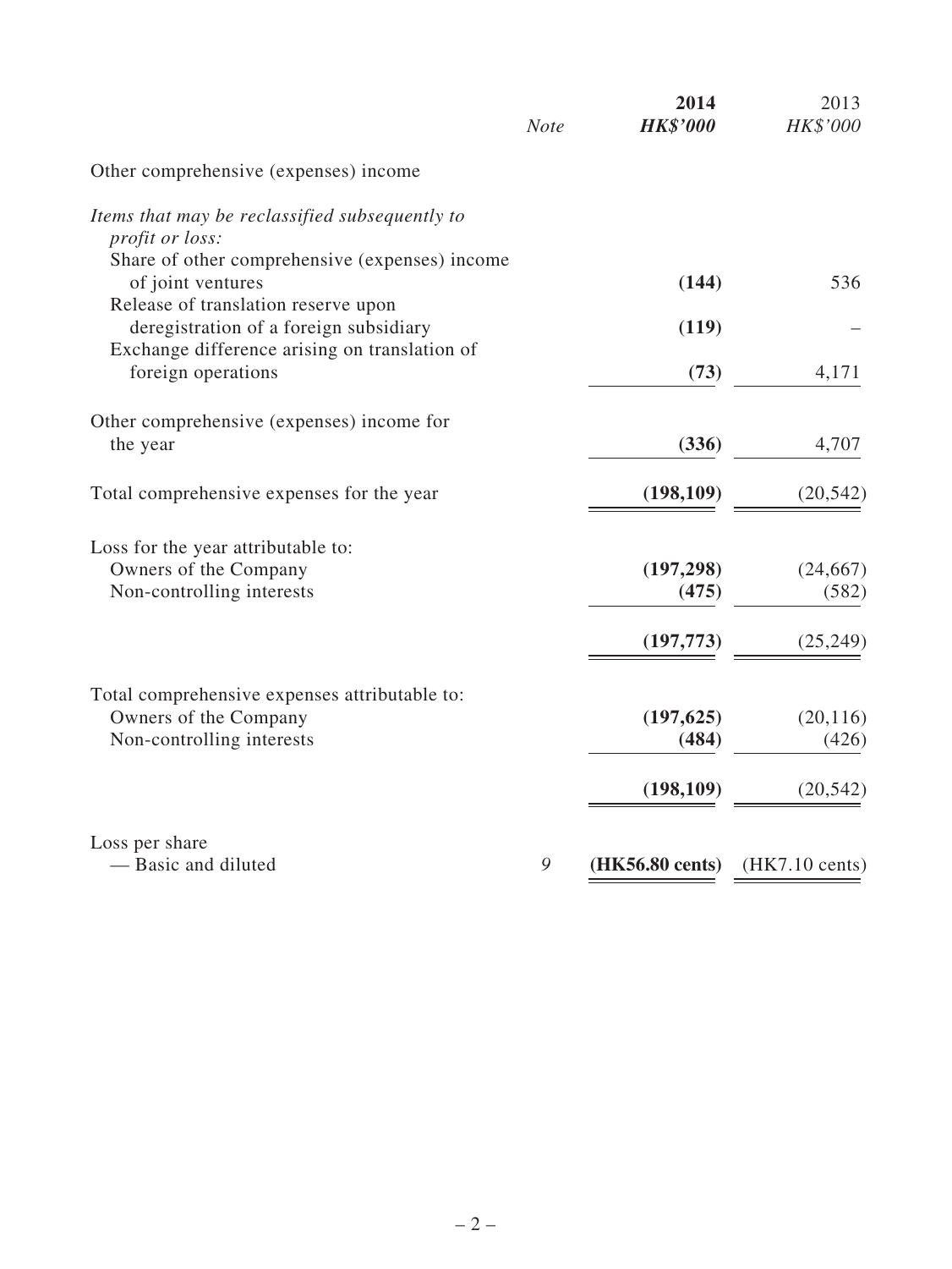| | Note | **2014** | 2013 |
|---|---|---|---|
| | | ***HK$'000*** | *HK$'000* |
| Other comprehensive (expenses) income | | | |
| *Items that may be reclassified subsequently to profit or loss:* | | | |
| Share of other comprehensive (expenses) income of joint ventures | | **(144)** | 536 |
| Release of translation reserve upon deregistration of a foreign subsidiary | | **(119)** | – |
| Exchange difference arising on translation of foreign operations | | **(73)** | 4,171 |
| Other comprehensive (expenses) income for the year | | **(336)** | 4,707 |
| Total comprehensive expenses for the year | | **(198,109)** | (20,542) |
| Loss for the year attributable to: | | | |
| Owners of the Company | | **(197,298)** | (24,667) |
| Non-controlling interests | | **(475)** | (582) |
| | | **(197,773)** | (25,249) |
| Total comprehensive expenses attributable to: | | | |
| Owners of the Company | | **(197,625)** | (20,116) |
| Non-controlling interests | | **(484)** | (426) |
| | | **(198,109)** | (20,542) |
| Loss per share | | | |
| — Basic and diluted | *9* | **(HK56.80 cents)** | (HK7.10 cents) |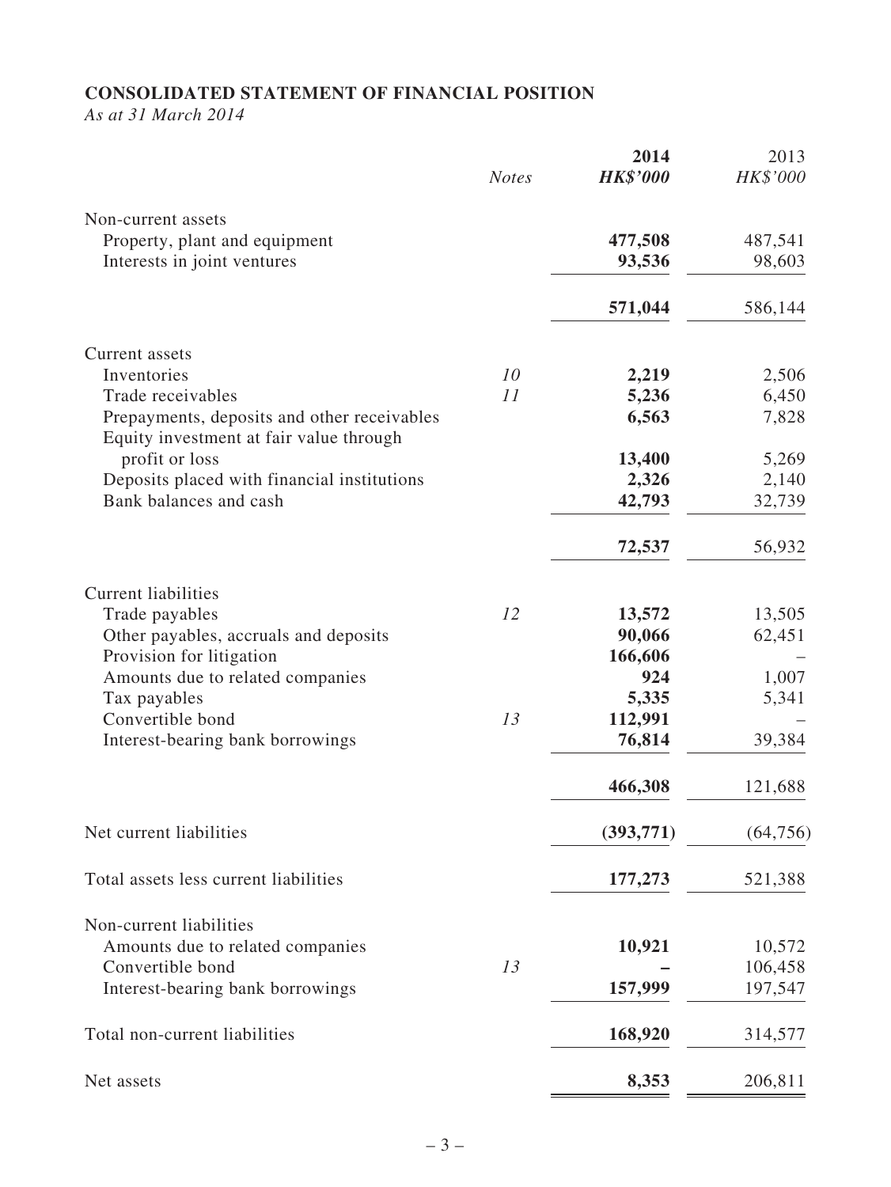**CONSOLIDATED STATEMENT OF FINANCIAL POSITION**

*As at 31 March 2014*

| | *Notes* | **2014** | 2013 |
|---|---|---|---|
| | | ***HK$'000*** | *HK$'000* |
| Non-current assets | | | |
| Property, plant and equipment | | **477,508** | 487,541 |
| Interests in joint ventures | | **93,536** | 98,603 |
| | | **571,044** | 586,144 |
| Current assets | | | |
| Inventories | *10* | **2,219** | 2,506 |
| Trade receivables | *11* | **5,236** | 6,450 |
| Prepayments, deposits and other receivables | | **6,563** | 7,828 |
| Equity investment at fair value through profit or loss | | **13,400** | 5,269 |
| Deposits placed with financial institutions | | **2,326** | 2,140 |
| Bank balances and cash | | **42,793** | 32,739 |
| | | **72,537** | 56,932 |
| Current liabilities | | | |
| Trade payables | *12* | **13,572** | 13,505 |
| Other payables, accruals and deposits | | **90,066** | 62,451 |
| Provision for litigation | | **166,606** | – |
| Amounts due to related companies | | **924** | 1,007 |
| Tax payables | | **5,335** | 5,341 |
| Convertible bond | *13* | **112,991** | – |
| Interest-bearing bank borrowings | | **76,814** | 39,384 |
| | | **466,308** | 121,688 |
| Net current liabilities | | **(393,771)** | (64,756) |
| Total assets less current liabilities | | **177,273** | 521,388 |
| Non-current liabilities | | | |
| Amounts due to related companies | | **10,921** | 10,572 |
| Convertible bond | *13* | **–** | 106,458 |
| Interest-bearing bank borrowings | | **157,999** | 197,547 |
| Total non-current liabilities | | **168,920** | 314,577 |
| Net assets | | **8,353** | 206,811 |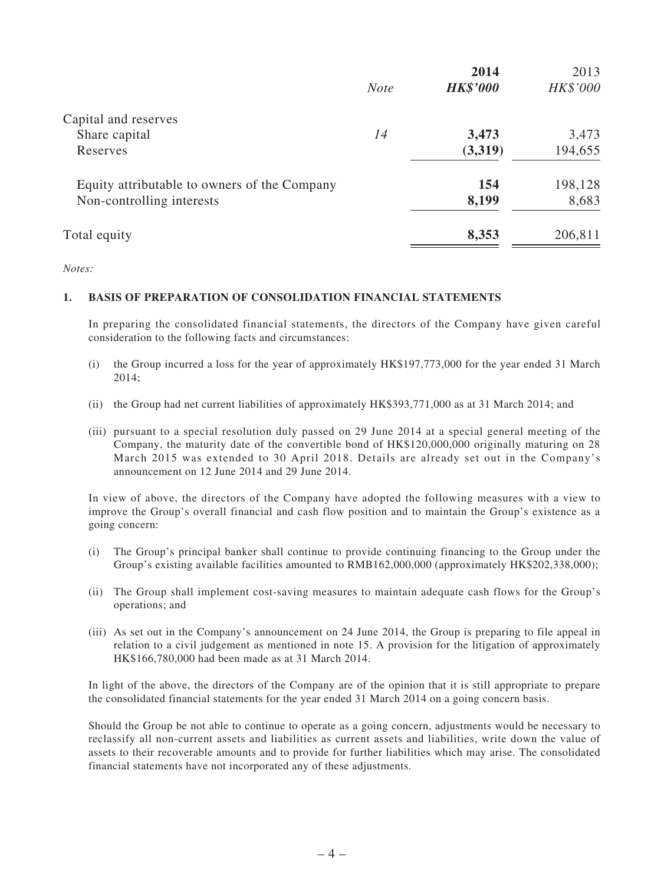| | *Note* | **2014** | 2013 |
|---|---|---|---|
| | | ***HK$'000*** | *HK$'000* |
| Capital and reserves | | | |
| Share capital | *14* | **3,473** | 3,473 |
| Reserves | | **(3,319)** | 194,655 |
| Equity attributable to owners of the Company | | **154** | 198,128 |
| Non-controlling interests | | **8,199** | 8,683 |
| Total equity | | **8,353** | 206,811 |

*Notes:*

**1. BASIS OF PREPARATION OF CONSOLIDATION FINANCIAL STATEMENTS**

In preparing the consolidated financial statements, the directors of the Company have given careful consideration to the following facts and circumstances:

(i) the Group incurred a loss for the year of approximately HK$197,773,000 for the year ended 31 March 2014;

(ii) the Group had net current liabilities of approximately HK$393,771,000 as at 31 March 2014; and

(iii) pursuant to a special resolution duly passed on 29 June 2014 at a special general meeting of the Company, the maturity date of the convertible bond of HK$120,000,000 originally maturing on 28 March 2015 was extended to 30 April 2018. Details are already set out in the Company's announcement on 12 June 2014 and 29 June 2014.

In view of above, the directors of the Company have adopted the following measures with a view to improve the Group's overall financial and cash flow position and to maintain the Group's existence as a going concern:

(i) The Group's principal banker shall continue to provide continuing financing to the Group under the Group's existing available facilities amounted to RMB162,000,000 (approximately HK$202,338,000);

(ii) The Group shall implement cost-saving measures to maintain adequate cash flows for the Group's operations; and

(iii) As set out in the Company's announcement on 24 June 2014, the Group is preparing to file appeal in relation to a civil judgement as mentioned in note 15. A provision for the litigation of approximately HK$166,780,000 had been made as at 31 March 2014.

In light of the above, the directors of the Company are of the opinion that it is still appropriate to prepare the consolidated financial statements for the year ended 31 March 2014 on a going concern basis.

Should the Group be not able to continue to operate as a going concern, adjustments would be necessary to reclassify all non-current assets and liabilities as current assets and liabilities, write down the value of assets to their recoverable amounts and to provide for further liabilities which may arise. The consolidated financial statements have not incorporated any of these adjustments.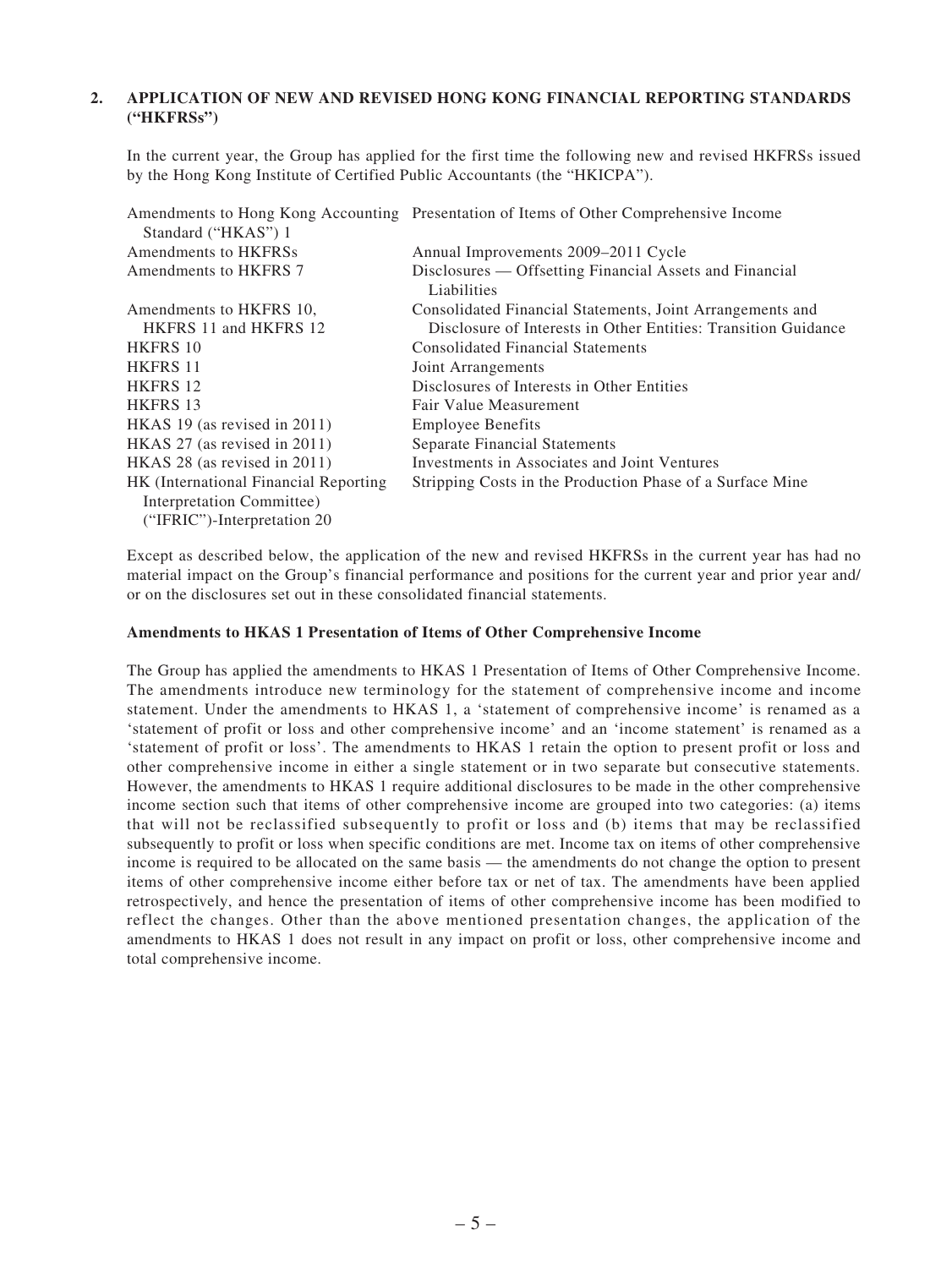## 2. APPLICATION OF NEW AND REVISED HONG KONG FINANCIAL REPORTING STANDARDS ("HKFRSs")

In the current year, the Group has applied for the first time the following new and revised HKFRSs issued by the Hong Kong Institute of Certified Public Accountants (the "HKICPA").

| | |
|---|---|
| Amendments to Hong Kong Accounting Standard ("HKAS") 1 | Presentation of Items of Other Comprehensive Income |
| Amendments to HKFRSs | Annual Improvements 2009–2011 Cycle |
| Amendments to HKFRS 7 | Disclosures — Offsetting Financial Assets and Financial Liabilities |
| Amendments to HKFRS 10, HKFRS 11 and HKFRS 12 | Consolidated Financial Statements, Joint Arrangements and Disclosure of Interests in Other Entities: Transition Guidance |
| HKFRS 10 | Consolidated Financial Statements |
| HKFRS 11 | Joint Arrangements |
| HKFRS 12 | Disclosures of Interests in Other Entities |
| HKFRS 13 | Fair Value Measurement |
| HKAS 19 (as revised in 2011) | Employee Benefits |
| HKAS 27 (as revised in 2011) | Separate Financial Statements |
| HKAS 28 (as revised in 2011) | Investments in Associates and Joint Ventures |
| HK (International Financial Reporting Interpretation Committee) ("IFRIC")-Interpretation 20 | Stripping Costs in the Production Phase of a Surface Mine |

Except as described below, the application of the new and revised HKFRSs in the current year has had no material impact on the Group's financial performance and positions for the current year and prior year and/or on the disclosures set out in these consolidated financial statements.

**Amendments to HKAS 1 Presentation of Items of Other Comprehensive Income**

The Group has applied the amendments to HKAS 1 Presentation of Items of Other Comprehensive Income. The amendments introduce new terminology for the statement of comprehensive income and income statement. Under the amendments to HKAS 1, a 'statement of comprehensive income' is renamed as a 'statement of profit or loss and other comprehensive income' and an 'income statement' is renamed as a 'statement of profit or loss'. The amendments to HKAS 1 retain the option to present profit or loss and other comprehensive income in either a single statement or in two separate but consecutive statements. However, the amendments to HKAS 1 require additional disclosures to be made in the other comprehensive income section such that items of other comprehensive income are grouped into two categories: (a) items that will not be reclassified subsequently to profit or loss and (b) items that may be reclassified subsequently to profit or loss when specific conditions are met. Income tax on items of other comprehensive income is required to be allocated on the same basis — the amendments do not change the option to present items of other comprehensive income either before tax or net of tax. The amendments have been applied retrospectively, and hence the presentation of items of other comprehensive income has been modified to reflect the changes. Other than the above mentioned presentation changes, the application of the amendments to HKAS 1 does not result in any impact on profit or loss, other comprehensive income and total comprehensive income.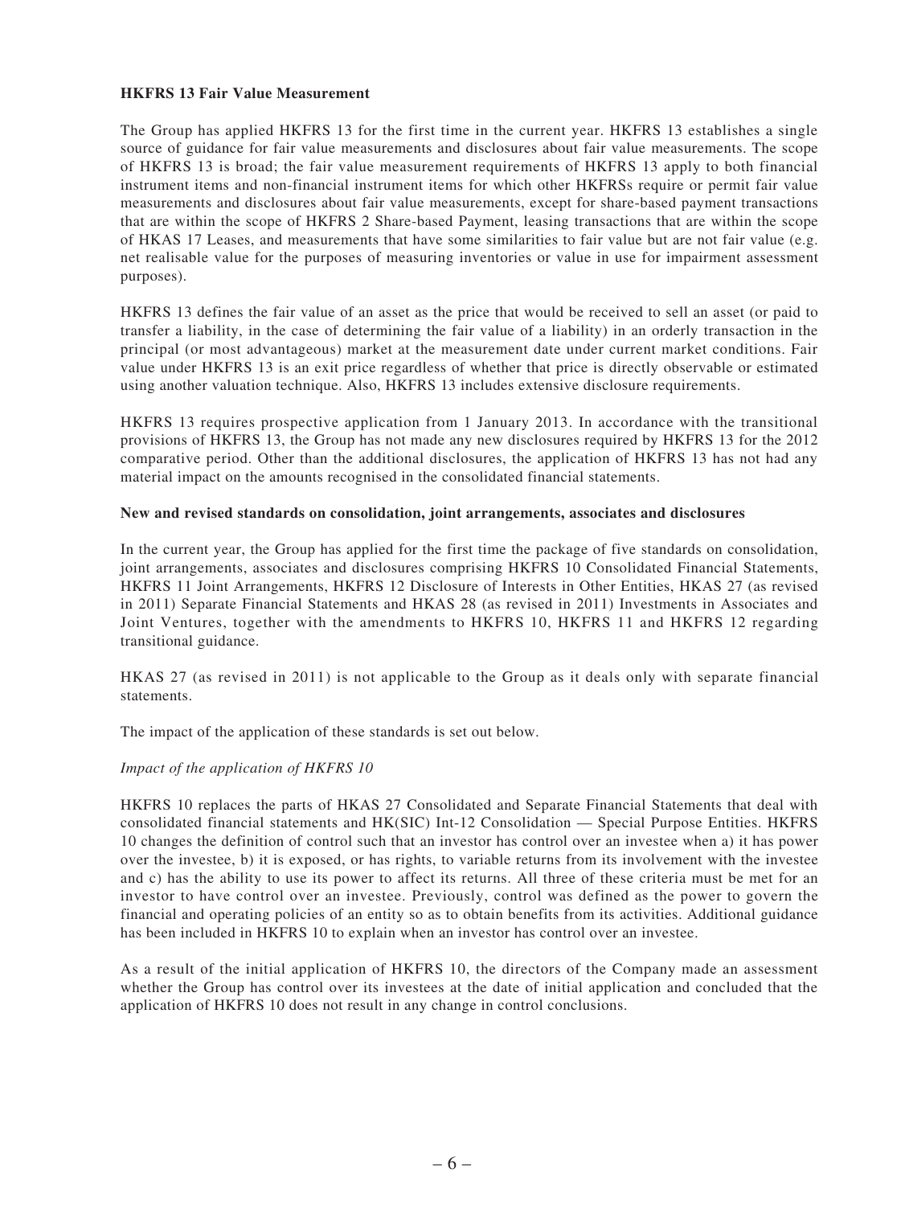**HKFRS 13 Fair Value Measurement**

The Group has applied HKFRS 13 for the first time in the current year. HKFRS 13 establishes a single source of guidance for fair value measurements and disclosures about fair value measurements. The scope of HKFRS 13 is broad; the fair value measurement requirements of HKFRS 13 apply to both financial instrument items and non-financial instrument items for which other HKFRSs require or permit fair value measurements and disclosures about fair value measurements, except for share-based payment transactions that are within the scope of HKFRS 2 Share-based Payment, leasing transactions that are within the scope of HKAS 17 Leases, and measurements that have some similarities to fair value but are not fair value (e.g. net realisable value for the purposes of measuring inventories or value in use for impairment assessment purposes).

HKFRS 13 defines the fair value of an asset as the price that would be received to sell an asset (or paid to transfer a liability, in the case of determining the fair value of a liability) in an orderly transaction in the principal (or most advantageous) market at the measurement date under current market conditions. Fair value under HKFRS 13 is an exit price regardless of whether that price is directly observable or estimated using another valuation technique. Also, HKFRS 13 includes extensive disclosure requirements.

HKFRS 13 requires prospective application from 1 January 2013. In accordance with the transitional provisions of HKFRS 13, the Group has not made any new disclosures required by HKFRS 13 for the 2012 comparative period. Other than the additional disclosures, the application of HKFRS 13 has not had any material impact on the amounts recognised in the consolidated financial statements.

**New and revised standards on consolidation, joint arrangements, associates and disclosures**

In the current year, the Group has applied for the first time the package of five standards on consolidation, joint arrangements, associates and disclosures comprising HKFRS 10 Consolidated Financial Statements, HKFRS 11 Joint Arrangements, HKFRS 12 Disclosure of Interests in Other Entities, HKAS 27 (as revised in 2011) Separate Financial Statements and HKAS 28 (as revised in 2011) Investments in Associates and Joint Ventures, together with the amendments to HKFRS 10, HKFRS 11 and HKFRS 12 regarding transitional guidance.

HKAS 27 (as revised in 2011) is not applicable to the Group as it deals only with separate financial statements.

The impact of the application of these standards is set out below.

*Impact of the application of HKFRS 10*

HKFRS 10 replaces the parts of HKAS 27 Consolidated and Separate Financial Statements that deal with consolidated financial statements and HK(SIC) Int-12 Consolidation — Special Purpose Entities. HKFRS 10 changes the definition of control such that an investor has control over an investee when a) it has power over the investee, b) it is exposed, or has rights, to variable returns from its involvement with the investee and c) has the ability to use its power to affect its returns. All three of these criteria must be met for an investor to have control over an investee. Previously, control was defined as the power to govern the financial and operating policies of an entity so as to obtain benefits from its activities. Additional guidance has been included in HKFRS 10 to explain when an investor has control over an investee.

As a result of the initial application of HKFRS 10, the directors of the Company made an assessment whether the Group has control over its investees at the date of initial application and concluded that the application of HKFRS 10 does not result in any change in control conclusions.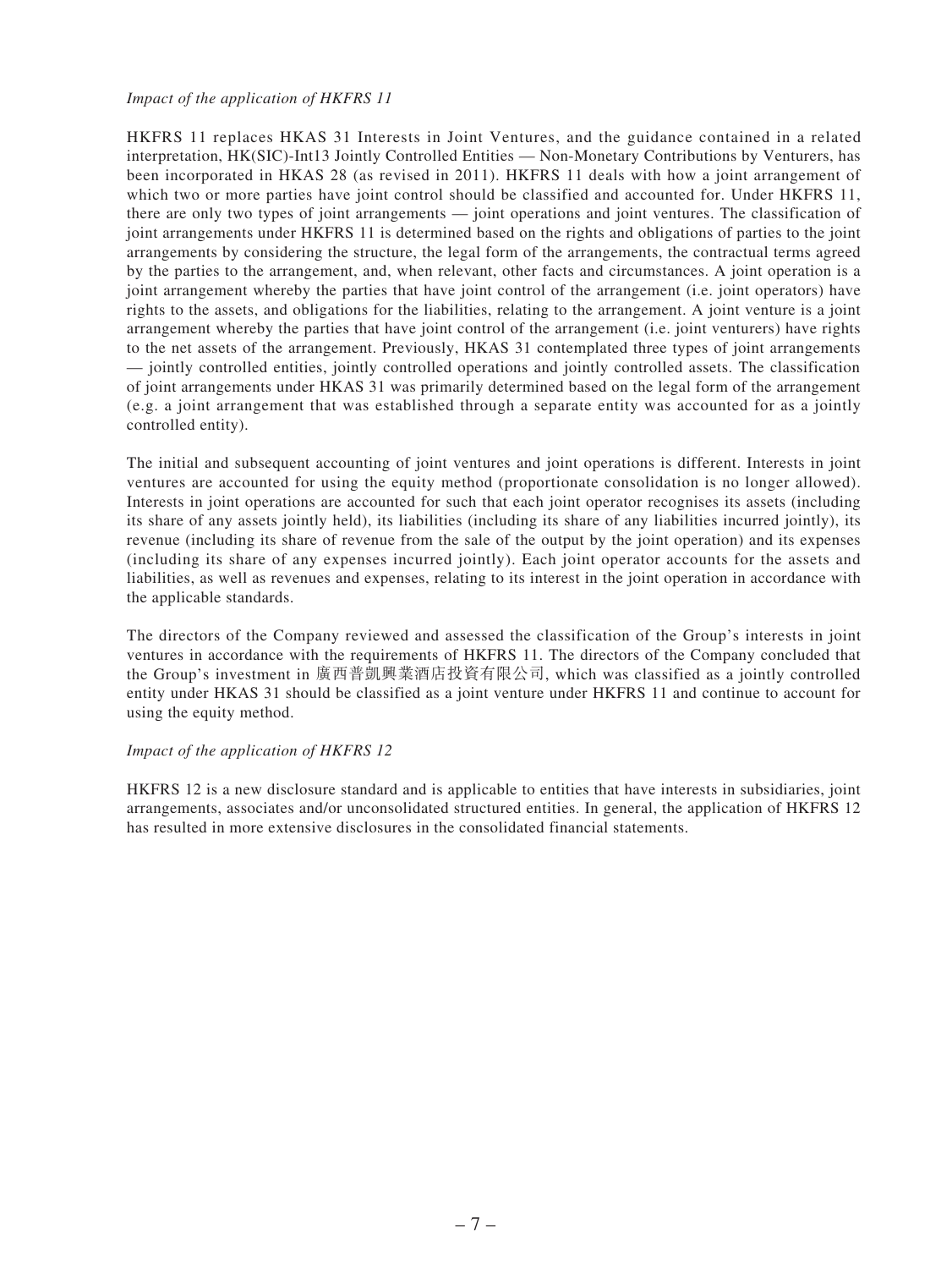*Impact of the application of HKFRS 11*

HKFRS 11 replaces HKAS 31 Interests in Joint Ventures, and the guidance contained in a related interpretation, HK(SIC)-Int13 Jointly Controlled Entities — Non-Monetary Contributions by Venturers, has been incorporated in HKAS 28 (as revised in 2011). HKFRS 11 deals with how a joint arrangement of which two or more parties have joint control should be classified and accounted for. Under HKFRS 11, there are only two types of joint arrangements — joint operations and joint ventures. The classification of joint arrangements under HKFRS 11 is determined based on the rights and obligations of parties to the joint arrangements by considering the structure, the legal form of the arrangements, the contractual terms agreed by the parties to the arrangement, and, when relevant, other facts and circumstances. A joint operation is a joint arrangement whereby the parties that have joint control of the arrangement (i.e. joint operators) have rights to the assets, and obligations for the liabilities, relating to the arrangement. A joint venture is a joint arrangement whereby the parties that have joint control of the arrangement (i.e. joint venturers) have rights to the net assets of the arrangement. Previously, HKAS 31 contemplated three types of joint arrangements — jointly controlled entities, jointly controlled operations and jointly controlled assets. The classification of joint arrangements under HKAS 31 was primarily determined based on the legal form of the arrangement (e.g. a joint arrangement that was established through a separate entity was accounted for as a jointly controlled entity).

The initial and subsequent accounting of joint ventures and joint operations is different. Interests in joint ventures are accounted for using the equity method (proportionate consolidation is no longer allowed). Interests in joint operations are accounted for such that each joint operator recognises its assets (including its share of any assets jointly held), its liabilities (including its share of any liabilities incurred jointly), its revenue (including its share of revenue from the sale of the output by the joint operation) and its expenses (including its share of any expenses incurred jointly). Each joint operator accounts for the assets and liabilities, as well as revenues and expenses, relating to its interest in the joint operation in accordance with the applicable standards.

The directors of the Company reviewed and assessed the classification of the Group's interests in joint ventures in accordance with the requirements of HKFRS 11. The directors of the Company concluded that the Group's investment in 廣西普凱興業酒店投資有限公司, which was classified as a jointly controlled entity under HKAS 31 should be classified as a joint venture under HKFRS 11 and continue to account for using the equity method.

*Impact of the application of HKFRS 12*

HKFRS 12 is a new disclosure standard and is applicable to entities that have interests in subsidiaries, joint arrangements, associates and/or unconsolidated structured entities. In general, the application of HKFRS 12 has resulted in more extensive disclosures in the consolidated financial statements.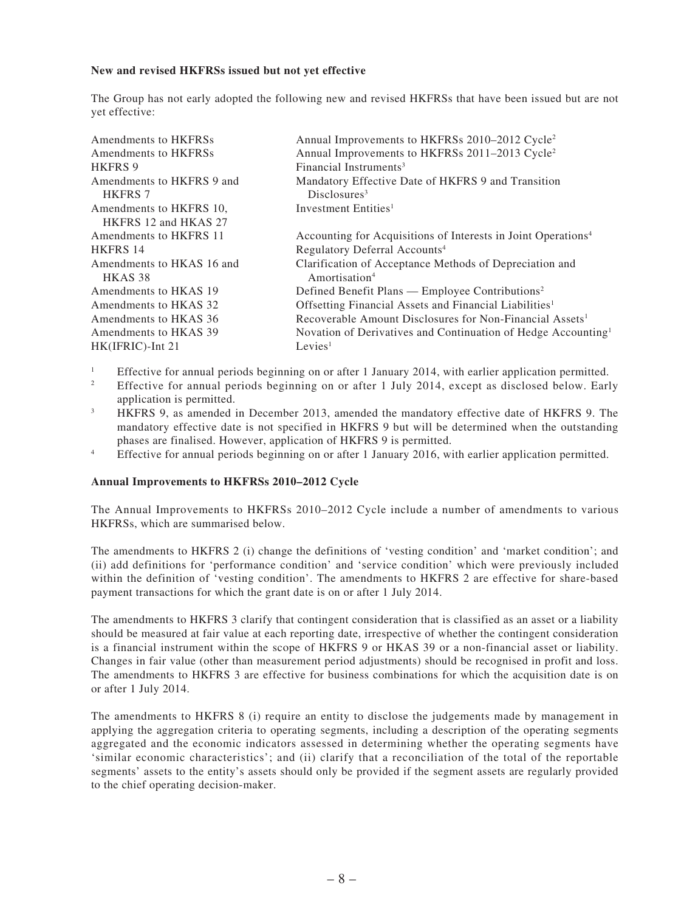**New and revised HKFRSs issued but not yet effective**

The Group has not early adopted the following new and revised HKFRSs that have been issued but are not yet effective:

| | |
|---|---|
| Amendments to HKFRSs | Annual Improvements to HKFRSs 2010–2012 Cycle[2] |
| Amendments to HKFRSs | Annual Improvements to HKFRSs 2011–2013 Cycle[2] |
| HKFRS 9 | Financial Instruments[3] |
| Amendments to HKFRS 9 and HKFRS 7 | Mandatory Effective Date of HKFRS 9 and Transition Disclosures[3] |
| Amendments to HKFRS 10, HKFRS 12 and HKAS 27 | Investment Entities[1] |
| Amendments to HKFRS 11 | Accounting for Acquisitions of Interests in Joint Operations[4] |
| HKFRS 14 | Regulatory Deferral Accounts[4] |
| Amendments to HKAS 16 and HKAS 38 | Clarification of Acceptance Methods of Depreciation and Amortisation[4] |
| Amendments to HKAS 19 | Defined Benefit Plans — Employee Contributions[2] |
| Amendments to HKAS 32 | Offsetting Financial Assets and Financial Liabilities[1] |
| Amendments to HKAS 36 | Recoverable Amount Disclosures for Non-Financial Assets[1] |
| Amendments to HKAS 39 | Novation of Derivatives and Continuation of Hedge Accounting[1] |
| HK(IFRIC)-Int 21 | Levies[1] |

[1] Effective for annual periods beginning on or after 1 January 2014, with earlier application permitted.

[2] Effective for annual periods beginning on or after 1 July 2014, except as disclosed below. Early application is permitted.

[3] HKFRS 9, as amended in December 2013, amended the mandatory effective date of HKFRS 9. The mandatory effective date is not specified in HKFRS 9 but will be determined when the outstanding phases are finalised. However, application of HKFRS 9 is permitted.

[4] Effective for annual periods beginning on or after 1 January 2016, with earlier application permitted.

**Annual Improvements to HKFRSs 2010–2012 Cycle**

The Annual Improvements to HKFRSs 2010–2012 Cycle include a number of amendments to various HKFRSs, which are summarised below.

The amendments to HKFRS 2 (i) change the definitions of 'vesting condition' and 'market condition'; and (ii) add definitions for 'performance condition' and 'service condition' which were previously included within the definition of 'vesting condition'. The amendments to HKFRS 2 are effective for share-based payment transactions for which the grant date is on or after 1 July 2014.

The amendments to HKFRS 3 clarify that contingent consideration that is classified as an asset or a liability should be measured at fair value at each reporting date, irrespective of whether the contingent consideration is a financial instrument within the scope of HKFRS 9 or HKAS 39 or a non-financial asset or liability. Changes in fair value (other than measurement period adjustments) should be recognised in profit and loss. The amendments to HKFRS 3 are effective for business combinations for which the acquisition date is on or after 1 July 2014.

The amendments to HKFRS 8 (i) require an entity to disclose the judgements made by management in applying the aggregation criteria to operating segments, including a description of the operating segments aggregated and the economic indicators assessed in determining whether the operating segments have 'similar economic characteristics'; and (ii) clarify that a reconciliation of the total of the reportable segments' assets to the entity's assets should only be provided if the segment assets are regularly provided to the chief operating decision-maker.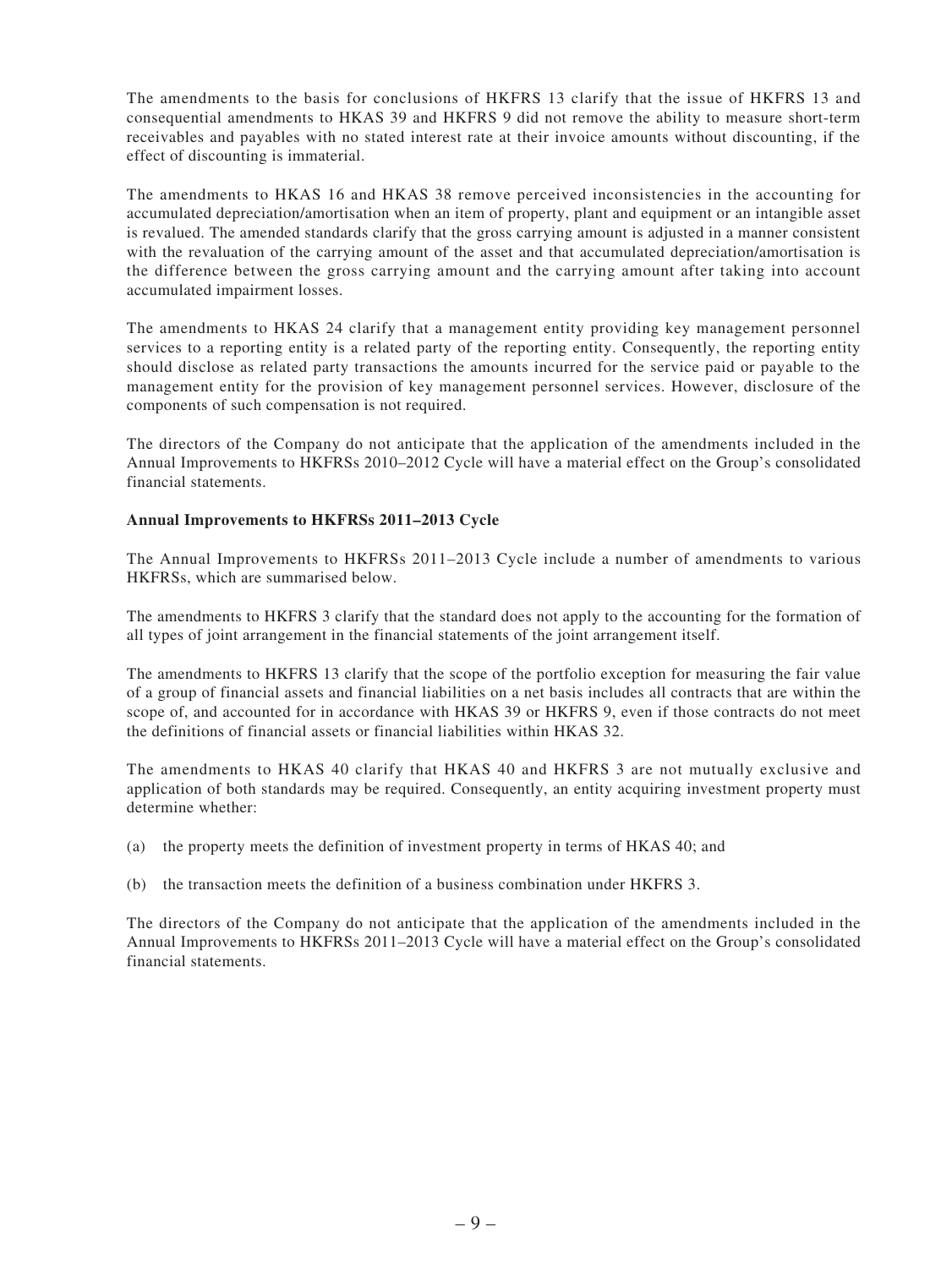The amendments to the basis for conclusions of HKFRS 13 clarify that the issue of HKFRS 13 and consequential amendments to HKAS 39 and HKFRS 9 did not remove the ability to measure short-term receivables and payables with no stated interest rate at their invoice amounts without discounting, if the effect of discounting is immaterial.

The amendments to HKAS 16 and HKAS 38 remove perceived inconsistencies in the accounting for accumulated depreciation/amortisation when an item of property, plant and equipment or an intangible asset is revalued. The amended standards clarify that the gross carrying amount is adjusted in a manner consistent with the revaluation of the carrying amount of the asset and that accumulated depreciation/amortisation is the difference between the gross carrying amount and the carrying amount after taking into account accumulated impairment losses.

The amendments to HKAS 24 clarify that a management entity providing key management personnel services to a reporting entity is a related party of the reporting entity. Consequently, the reporting entity should disclose as related party transactions the amounts incurred for the service paid or payable to the management entity for the provision of key management personnel services. However, disclosure of the components of such compensation is not required.

The directors of the Company do not anticipate that the application of the amendments included in the Annual Improvements to HKFRSs 2010–2012 Cycle will have a material effect on the Group's consolidated financial statements.

**Annual Improvements to HKFRSs 2011–2013 Cycle**

The Annual Improvements to HKFRSs 2011–2013 Cycle include a number of amendments to various HKFRSs, which are summarised below.

The amendments to HKFRS 3 clarify that the standard does not apply to the accounting for the formation of all types of joint arrangement in the financial statements of the joint arrangement itself.

The amendments to HKFRS 13 clarify that the scope of the portfolio exception for measuring the fair value of a group of financial assets and financial liabilities on a net basis includes all contracts that are within the scope of, and accounted for in accordance with HKAS 39 or HKFRS 9, even if those contracts do not meet the definitions of financial assets or financial liabilities within HKAS 32.

The amendments to HKAS 40 clarify that HKAS 40 and HKFRS 3 are not mutually exclusive and application of both standards may be required. Consequently, an entity acquiring investment property must determine whether:

(a) the property meets the definition of investment property in terms of HKAS 40; and

(b) the transaction meets the definition of a business combination under HKFRS 3.

The directors of the Company do not anticipate that the application of the amendments included in the Annual Improvements to HKFRSs 2011–2013 Cycle will have a material effect on the Group's consolidated financial statements.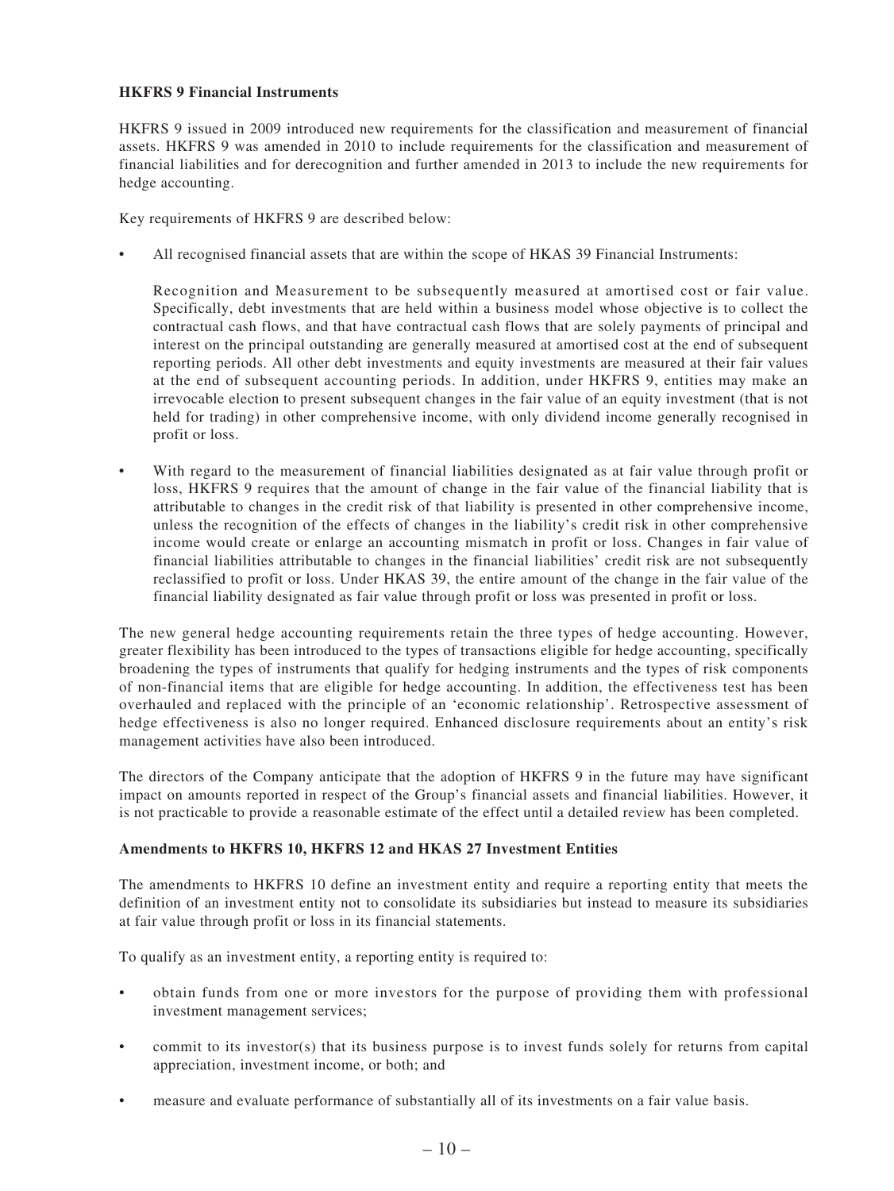**HKFRS 9 Financial Instruments**

HKFRS 9 issued in 2009 introduced new requirements for the classification and measurement of financial assets. HKFRS 9 was amended in 2010 to include requirements for the classification and measurement of financial liabilities and for derecognition and further amended in 2013 to include the new requirements for hedge accounting.

Key requirements of HKFRS 9 are described below:

- All recognised financial assets that are within the scope of HKAS 39 Financial Instruments:

  Recognition and Measurement to be subsequently measured at amortised cost or fair value. Specifically, debt investments that are held within a business model whose objective is to collect the contractual cash flows, and that have contractual cash flows that are solely payments of principal and interest on the principal outstanding are generally measured at amortised cost at the end of subsequent reporting periods. All other debt investments and equity investments are measured at their fair values at the end of subsequent accounting periods. In addition, under HKFRS 9, entities may make an irrevocable election to present subsequent changes in the fair value of an equity investment (that is not held for trading) in other comprehensive income, with only dividend income generally recognised in profit or loss.

- With regard to the measurement of financial liabilities designated as at fair value through profit or loss, HKFRS 9 requires that the amount of change in the fair value of the financial liability that is attributable to changes in the credit risk of that liability is presented in other comprehensive income, unless the recognition of the effects of changes in the liability's credit risk in other comprehensive income would create or enlarge an accounting mismatch in profit or loss. Changes in fair value of financial liabilities attributable to changes in the financial liabilities' credit risk are not subsequently reclassified to profit or loss. Under HKAS 39, the entire amount of the change in the fair value of the financial liability designated as fair value through profit or loss was presented in profit or loss.

The new general hedge accounting requirements retain the three types of hedge accounting. However, greater flexibility has been introduced to the types of transactions eligible for hedge accounting, specifically broadening the types of instruments that qualify for hedging instruments and the types of risk components of non-financial items that are eligible for hedge accounting. In addition, the effectiveness test has been overhauled and replaced with the principle of an 'economic relationship'. Retrospective assessment of hedge effectiveness is also no longer required. Enhanced disclosure requirements about an entity's risk management activities have also been introduced.

The directors of the Company anticipate that the adoption of HKFRS 9 in the future may have significant impact on amounts reported in respect of the Group's financial assets and financial liabilities. However, it is not practicable to provide a reasonable estimate of the effect until a detailed review has been completed.

**Amendments to HKFRS 10, HKFRS 12 and HKAS 27 Investment Entities**

The amendments to HKFRS 10 define an investment entity and require a reporting entity that meets the definition of an investment entity not to consolidate its subsidiaries but instead to measure its subsidiaries at fair value through profit or loss in its financial statements.

To qualify as an investment entity, a reporting entity is required to:

- obtain funds from one or more investors for the purpose of providing them with professional investment management services;
- commit to its investor(s) that its business purpose is to invest funds solely for returns from capital appreciation, investment income, or both; and
- measure and evaluate performance of substantially all of its investments on a fair value basis.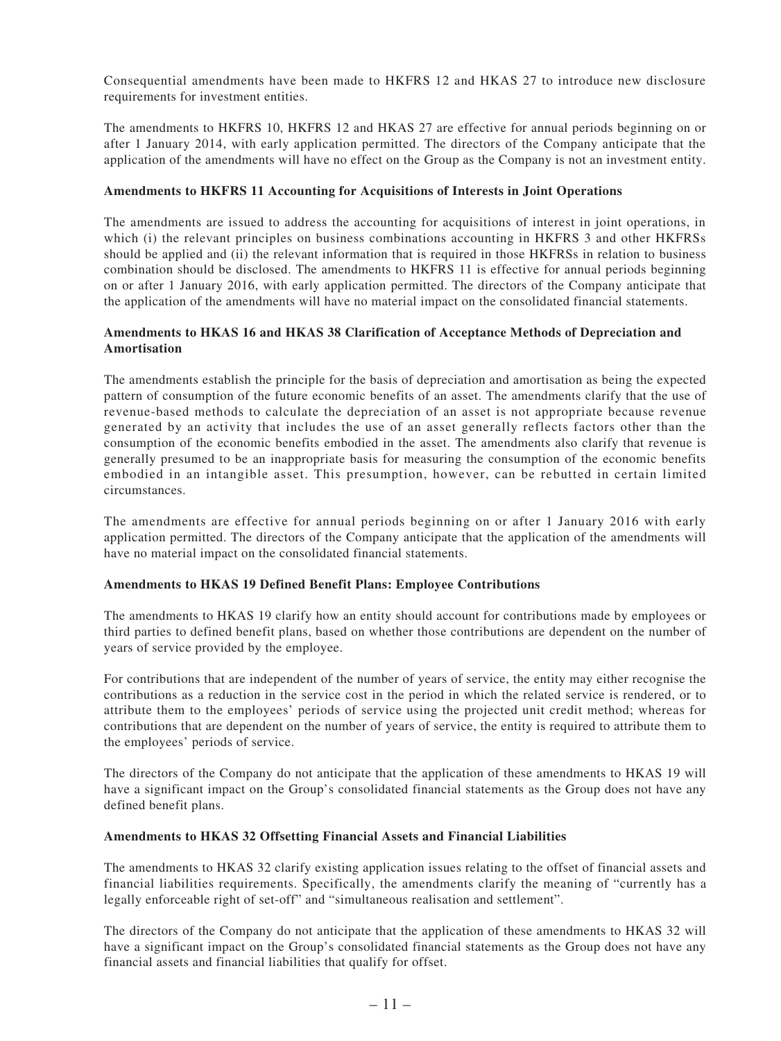Consequential amendments have been made to HKFRS 12 and HKAS 27 to introduce new disclosure requirements for investment entities.

The amendments to HKFRS 10, HKFRS 12 and HKAS 27 are effective for annual periods beginning on or after 1 January 2014, with early application permitted. The directors of the Company anticipate that the application of the amendments will have no effect on the Group as the Company is not an investment entity.

**Amendments to HKFRS 11 Accounting for Acquisitions of Interests in Joint Operations**

The amendments are issued to address the accounting for acquisitions of interest in joint operations, in which (i) the relevant principles on business combinations accounting in HKFRS 3 and other HKFRSs should be applied and (ii) the relevant information that is required in those HKFRSs in relation to business combination should be disclosed. The amendments to HKFRS 11 is effective for annual periods beginning on or after 1 January 2016, with early application permitted. The directors of the Company anticipate that the application of the amendments will have no material impact on the consolidated financial statements.

**Amendments to HKAS 16 and HKAS 38 Clarification of Acceptance Methods of Depreciation and Amortisation**

The amendments establish the principle for the basis of depreciation and amortisation as being the expected pattern of consumption of the future economic benefits of an asset. The amendments clarify that the use of revenue-based methods to calculate the depreciation of an asset is not appropriate because revenue generated by an activity that includes the use of an asset generally reflects factors other than the consumption of the economic benefits embodied in the asset. The amendments also clarify that revenue is generally presumed to be an inappropriate basis for measuring the consumption of the economic benefits embodied in an intangible asset. This presumption, however, can be rebutted in certain limited circumstances.

The amendments are effective for annual periods beginning on or after 1 January 2016 with early application permitted. The directors of the Company anticipate that the application of the amendments will have no material impact on the consolidated financial statements.

**Amendments to HKAS 19 Defined Benefit Plans: Employee Contributions**

The amendments to HKAS 19 clarify how an entity should account for contributions made by employees or third parties to defined benefit plans, based on whether those contributions are dependent on the number of years of service provided by the employee.

For contributions that are independent of the number of years of service, the entity may either recognise the contributions as a reduction in the service cost in the period in which the related service is rendered, or to attribute them to the employees' periods of service using the projected unit credit method; whereas for contributions that are dependent on the number of years of service, the entity is required to attribute them to the employees' periods of service.

The directors of the Company do not anticipate that the application of these amendments to HKAS 19 will have a significant impact on the Group's consolidated financial statements as the Group does not have any defined benefit plans.

**Amendments to HKAS 32 Offsetting Financial Assets and Financial Liabilities**

The amendments to HKAS 32 clarify existing application issues relating to the offset of financial assets and financial liabilities requirements. Specifically, the amendments clarify the meaning of "currently has a legally enforceable right of set-off" and "simultaneous realisation and settlement".

The directors of the Company do not anticipate that the application of these amendments to HKAS 32 will have a significant impact on the Group's consolidated financial statements as the Group does not have any financial assets and financial liabilities that qualify for offset.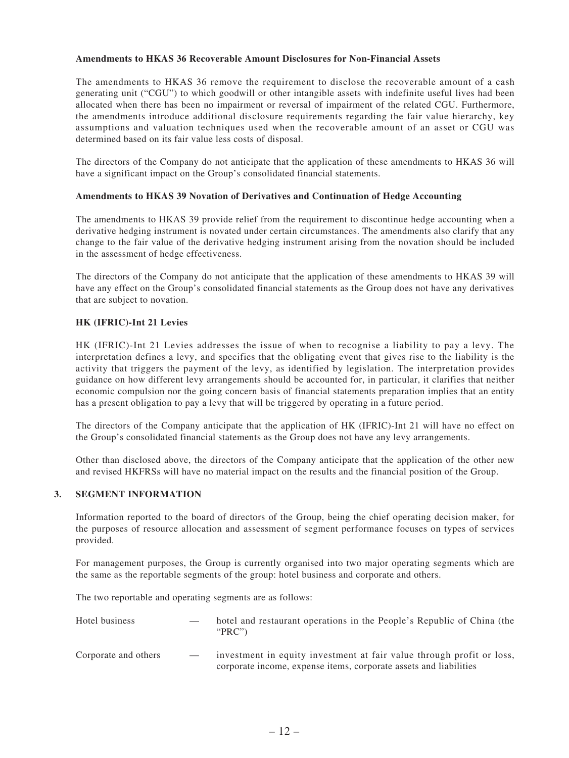**Amendments to HKAS 36 Recoverable Amount Disclosures for Non-Financial Assets**

The amendments to HKAS 36 remove the requirement to disclose the recoverable amount of a cash generating unit ("CGU") to which goodwill or other intangible assets with indefinite useful lives had been allocated when there has been no impairment or reversal of impairment of the related CGU. Furthermore, the amendments introduce additional disclosure requirements regarding the fair value hierarchy, key assumptions and valuation techniques used when the recoverable amount of an asset or CGU was determined based on its fair value less costs of disposal.

The directors of the Company do not anticipate that the application of these amendments to HKAS 36 will have a significant impact on the Group's consolidated financial statements.

**Amendments to HKAS 39 Novation of Derivatives and Continuation of Hedge Accounting**

The amendments to HKAS 39 provide relief from the requirement to discontinue hedge accounting when a derivative hedging instrument is novated under certain circumstances. The amendments also clarify that any change to the fair value of the derivative hedging instrument arising from the novation should be included in the assessment of hedge effectiveness.

The directors of the Company do not anticipate that the application of these amendments to HKAS 39 will have any effect on the Group's consolidated financial statements as the Group does not have any derivatives that are subject to novation.

**HK (IFRIC)-Int 21 Levies**

HK (IFRIC)-Int 21 Levies addresses the issue of when to recognise a liability to pay a levy. The interpretation defines a levy, and specifies that the obligating event that gives rise to the liability is the activity that triggers the payment of the levy, as identified by legislation. The interpretation provides guidance on how different levy arrangements should be accounted for, in particular, it clarifies that neither economic compulsion nor the going concern basis of financial statements preparation implies that an entity has a present obligation to pay a levy that will be triggered by operating in a future period.

The directors of the Company anticipate that the application of HK (IFRIC)-Int 21 will have no effect on the Group's consolidated financial statements as the Group does not have any levy arrangements.

Other than disclosed above, the directors of the Company anticipate that the application of the other new and revised HKFRSs will have no material impact on the results and the financial position of the Group.

## 3. SEGMENT INFORMATION

Information reported to the board of directors of the Group, being the chief operating decision maker, for the purposes of resource allocation and assessment of segment performance focuses on types of services provided.

For management purposes, the Group is currently organised into two major operating segments which are the same as the reportable segments of the group: hotel business and corporate and others.

The two reportable and operating segments are as follows:

| | | |
|---|---|---|
| Hotel business | — | hotel and restaurant operations in the People's Republic of China (the "PRC") |
| Corporate and others | — | investment in equity investment at fair value through profit or loss, corporate income, expense items, corporate assets and liabilities |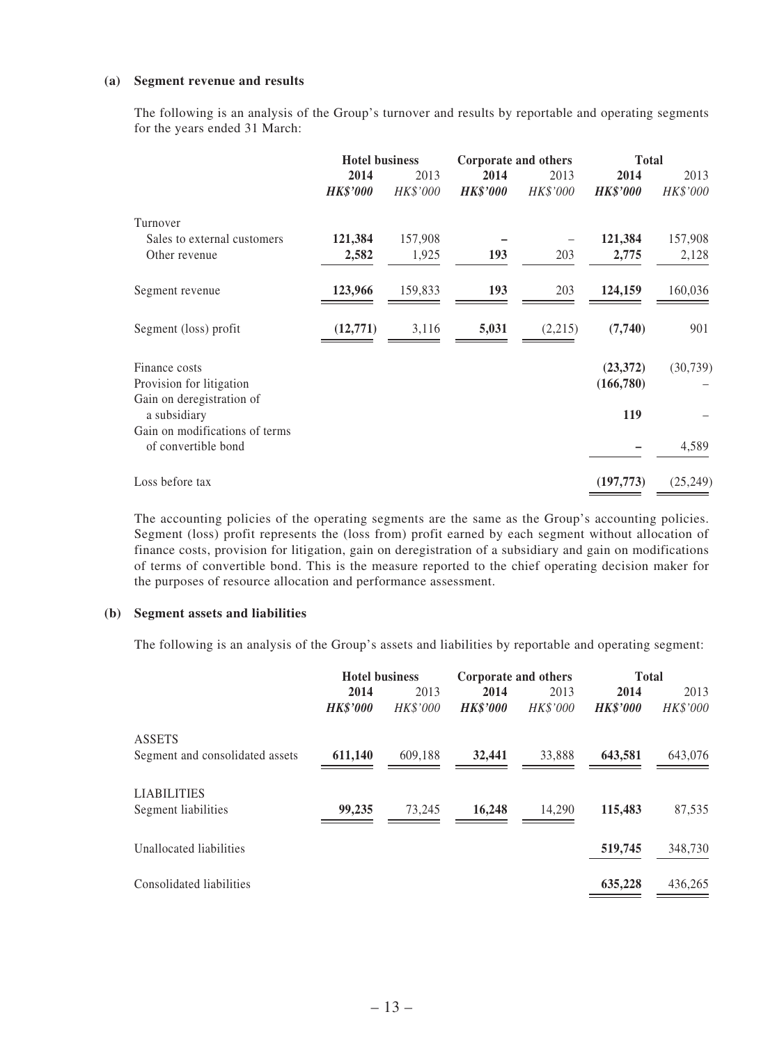**(a) Segment revenue and results**

The following is an analysis of the Group's turnover and results by reportable and operating segments for the years ended 31 March:

| | Hotel business | | Corporate and others | | Total | |
|---|---|---|---|---|---|---|
| | **2014** | 2013 | **2014** | 2013 | **2014** | 2013 |
| | ***HK$'000*** | *HK$'000* | ***HK$'000*** | *HK$'000* | ***HK$'000*** | *HK$'000* |
| Turnover | | | | | | |
| Sales to external customers | **121,384** | 157,908 | **–** | – | **121,384** | 157,908 |
| Other revenue | **2,582** | 1,925 | **193** | 203 | **2,775** | 2,128 |
| Segment revenue | **123,966** | 159,833 | **193** | 203 | **124,159** | 160,036 |
| Segment (loss) profit | **(12,771)** | 3,116 | **5,031** | (2,215) | **(7,740)** | 901 |
| Finance costs | | | | | **(23,372)** | (30,739) |
| Provision for litigation | | | | | **(166,780)** | – |
| Gain on deregistration of a subsidiary | | | | | **119** | – |
| Gain on modifications of terms of convertible bond | | | | | **–** | 4,589 |
| Loss before tax | | | | | **(197,773)** | (25,249) |

The accounting policies of the operating segments are the same as the Group's accounting policies. Segment (loss) profit represents the (loss from) profit earned by each segment without allocation of finance costs, provision for litigation, gain on deregistration of a subsidiary and gain on modifications of terms of convertible bond. This is the measure reported to the chief operating decision maker for the purposes of resource allocation and performance assessment.

**(b) Segment assets and liabilities**

The following is an analysis of the Group's assets and liabilities by reportable and operating segment:

| | Hotel business | | Corporate and others | | Total | |
|---|---|---|---|---|---|---|
| | **2014** | 2013 | **2014** | 2013 | **2014** | 2013 |
| | ***HK$'000*** | *HK$'000* | ***HK$'000*** | *HK$'000* | ***HK$'000*** | *HK$'000* |
| ASSETS | | | | | | |
| Segment and consolidated assets | **611,140** | 609,188 | **32,441** | 33,888 | **643,581** | 643,076 |
| LIABILITIES | | | | | | |
| Segment liabilities | **99,235** | 73,245 | **16,248** | 14,290 | **115,483** | 87,535 |
| Unallocated liabilities | | | | | **519,745** | 348,730 |
| Consolidated liabilities | | | | | **635,228** | 436,265 |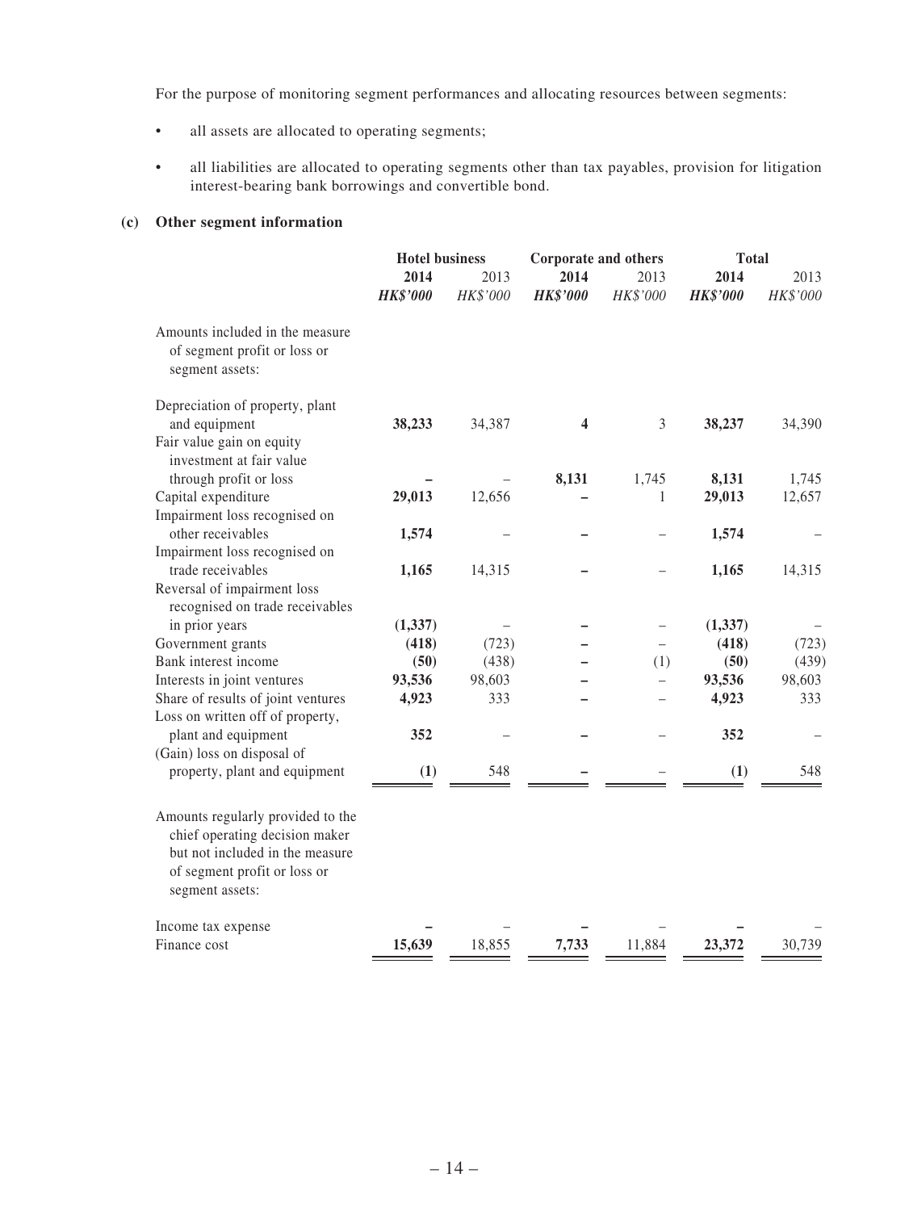For the purpose of monitoring segment performances and allocating resources between segments:

- all assets are allocated to operating segments;
- all liabilities are allocated to operating segments other than tax payables, provision for litigation interest-bearing bank borrowings and convertible bond.

**(c) Other segment information**

| | Hotel business | | Corporate and others | | Total | |
|---|---|---|---|---|---|---|
| | **2014** | 2013 | **2014** | 2013 | **2014** | 2013 |
| | ***HK$'000*** | *HK$'000* | ***HK$'000*** | *HK$'000* | ***HK$'000*** | *HK$'000* |
| Amounts included in the measure of segment profit or loss or segment assets: | | | | | | |
| Depreciation of property, plant and equipment | **38,233** | 34,387 | **4** | 3 | **38,237** | 34,390 |
| Fair value gain on equity investment at fair value through profit or loss | **–** | – | **8,131** | 1,745 | **8,131** | 1,745 |
| Capital expenditure | **29,013** | 12,656 | **–** | 1 | **29,013** | 12,657 |
| Impairment loss recognised on other receivables | **1,574** | – | **–** | – | **1,574** | – |
| Impairment loss recognised on trade receivables | **1,165** | 14,315 | **–** | – | **1,165** | 14,315 |
| Reversal of impairment loss recognised on trade receivables in prior years | **(1,337)** | – | **–** | – | **(1,337)** | – |
| Government grants | **(418)** | (723) | **–** | – | **(418)** | (723) |
| Bank interest income | **(50)** | (438) | **–** | (1) | **(50)** | (439) |
| Interests in joint ventures | **93,536** | 98,603 | **–** | – | **93,536** | 98,603 |
| Share of results of joint ventures | **4,923** | 333 | **–** | – | **4,923** | 333 |
| Loss on written off of property, plant and equipment | **352** | – | **–** | – | **352** | – |
| (Gain) loss on disposal of property, plant and equipment | **(1)** | 548 | **–** | – | **(1)** | 548 |
| Amounts regularly provided to the chief operating decision maker but not included in the measure of segment profit or loss or segment assets: | | | | | | |
| Income tax expense | **–** | – | **–** | – | **–** | – |
| Finance cost | **15,639** | 18,855 | **7,733** | 11,884 | **23,372** | 30,739 |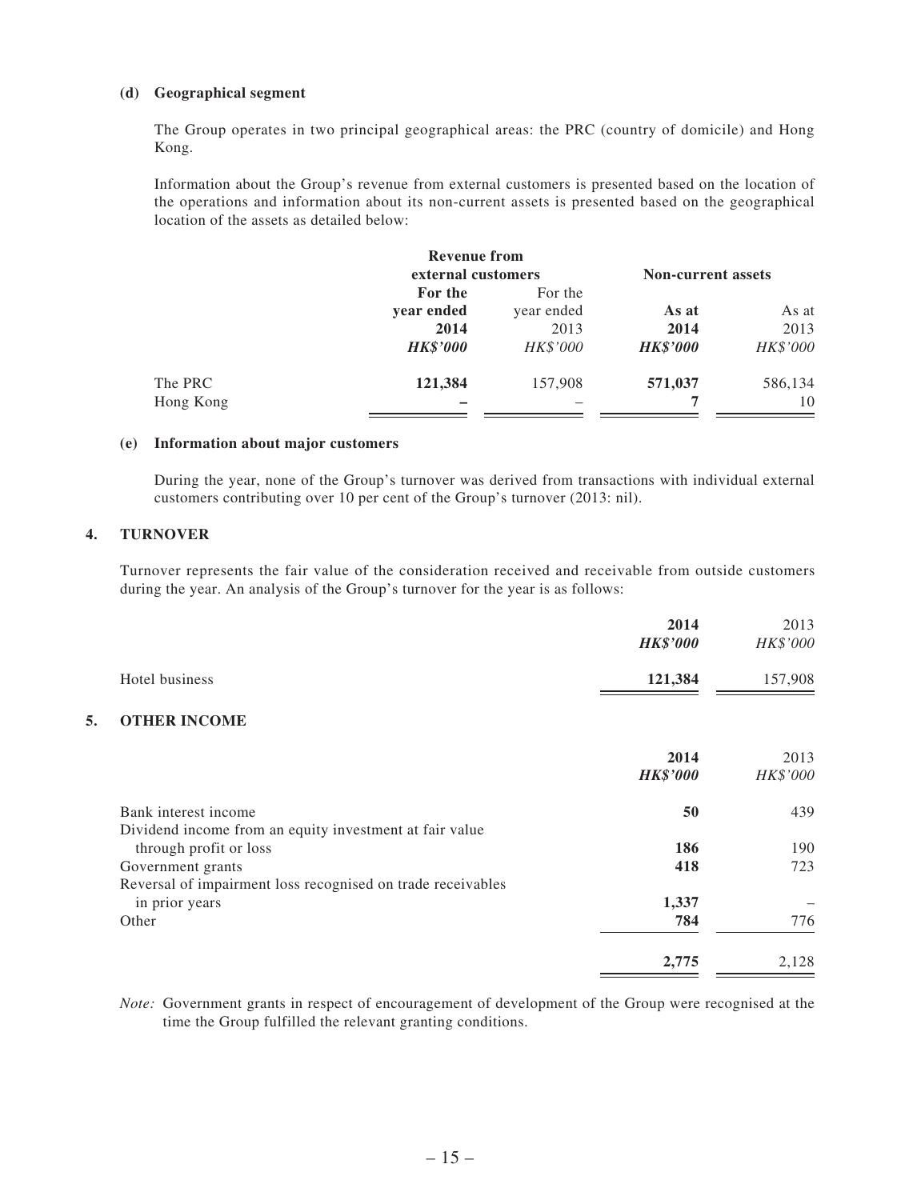**(d) Geographical segment**

The Group operates in two principal geographical areas: the PRC (country of domicile) and Hong Kong.

Information about the Group's revenue from external customers is presented based on the location of the operations and information about its non-current assets is presented based on the geographical location of the assets as detailed below:

| | **Revenue from external customers** | | **Non-current assets** | |
|---|---|---|---|---|
| | **For the year ended 2014** | For the year ended 2013 | **As at 2014** | As at 2013 |
| | ***HK$'000*** | *HK$'000* | ***HK$'000*** | *HK$'000* |
| The PRC | **121,384** | 157,908 | **571,037** | 586,134 |
| Hong Kong | **–** | – | **7** | 10 |

**(e) Information about major customers**

During the year, none of the Group's turnover was derived from transactions with individual external customers contributing over 10 per cent of the Group's turnover (2013: nil).

## 4. TURNOVER

Turnover represents the fair value of the consideration received and receivable from outside customers during the year. An analysis of the Group's turnover for the year is as follows:

| | **2014** | 2013 |
|---|---|---|
| | ***HK$'000*** | *HK$'000* |
| Hotel business | **121,384** | 157,908 |

## 5. OTHER INCOME

| | **2014** | 2013 |
|---|---|---|
| | ***HK$'000*** | *HK$'000* |
| Bank interest income | **50** | 439 |
| Dividend income from an equity investment at fair value through profit or loss | **186** | 190 |
| Government grants | **418** | 723 |
| Reversal of impairment loss recognised on trade receivables in prior years | **1,337** | – |
| Other | **784** | 776 |
| | **2,775** | 2,128 |

*Note:* Government grants in respect of encouragement of development of the Group were recognised at the time the Group fulfilled the relevant granting conditions.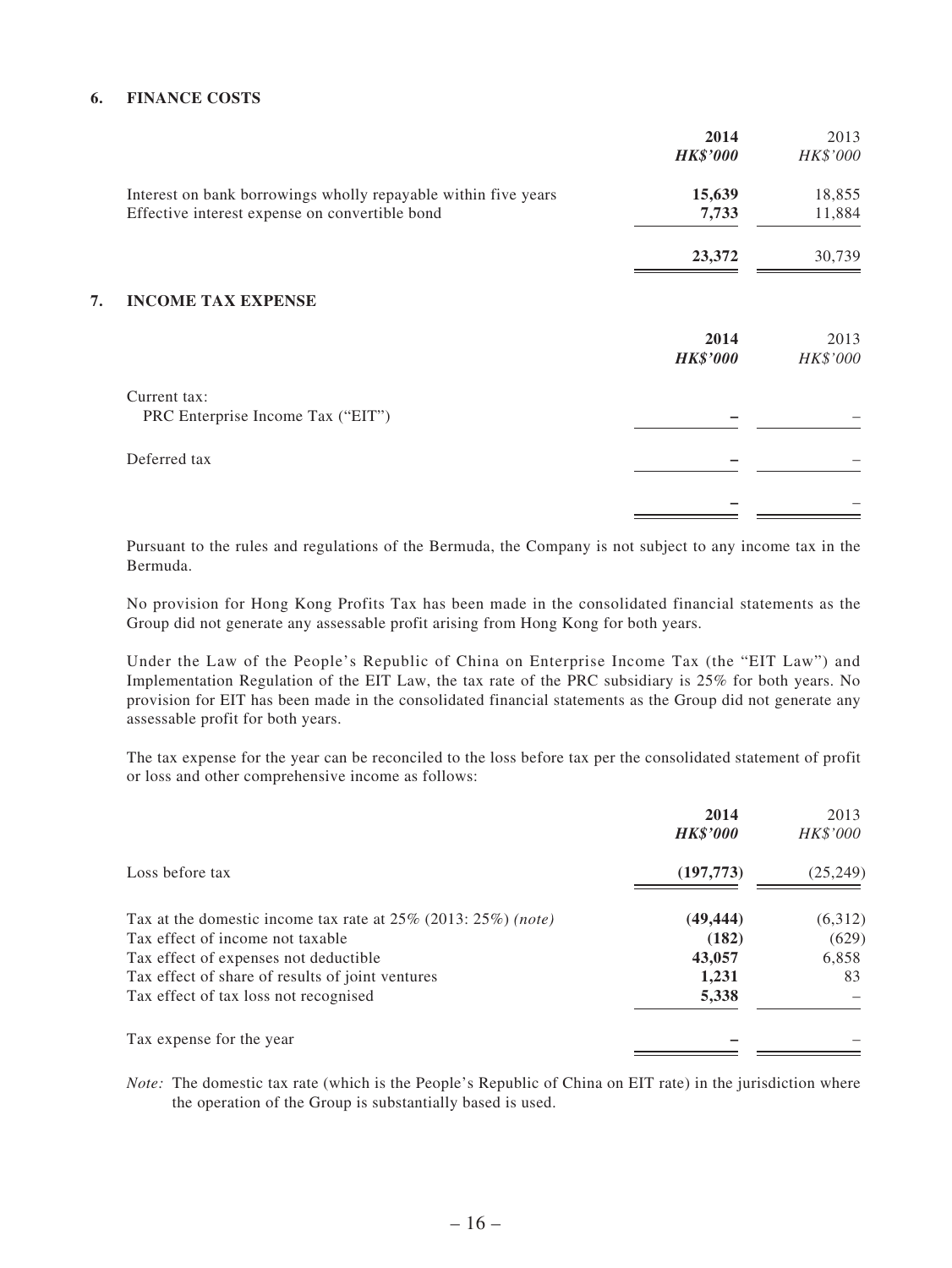## 6. FINANCE COSTS

| | 2014 *HK$'000* | 2013 *HK$'000* |
|---|---|---|
| Interest on bank borrowings wholly repayable within five years | **15,639** | 18,855 |
| Effective interest expense on convertible bond | **7,733** | 11,884 |
| | **23,372** | 30,739 |

## 7. INCOME TAX EXPENSE

| | 2014 *HK$'000* | 2013 *HK$'000* |
|---|---|---|
| Current tax: | | |
| PRC Enterprise Income Tax ("EIT") | **–** | – |
| Deferred tax | **–** | – |
| | **–** | – |

Pursuant to the rules and regulations of the Bermuda, the Company is not subject to any income tax in the Bermuda.

No provision for Hong Kong Profits Tax has been made in the consolidated financial statements as the Group did not generate any assessable profit arising from Hong Kong for both years.

Under the Law of the People's Republic of China on Enterprise Income Tax (the "EIT Law") and Implementation Regulation of the EIT Law, the tax rate of the PRC subsidiary is 25% for both years. No provision for EIT has been made in the consolidated financial statements as the Group did not generate any assessable profit for both years.

The tax expense for the year can be reconciled to the loss before tax per the consolidated statement of profit or loss and other comprehensive income as follows:

| | 2014 *HK$'000* | 2013 *HK$'000* |
|---|---|---|
| Loss before tax | **(197,773)** | (25,249) |
| Tax at the domestic income tax rate at 25% (2013: 25%) *(note)* | **(49,444)** | (6,312) |
| Tax effect of income not taxable | **(182)** | (629) |
| Tax effect of expenses not deductible | **43,057** | 6,858 |
| Tax effect of share of results of joint ventures | **1,231** | 83 |
| Tax effect of tax loss not recognised | **5,338** | – |
| Tax expense for the year | **–** | – |

*Note:* The domestic tax rate (which is the People's Republic of China on EIT rate) in the jurisdiction where the operation of the Group is substantially based is used.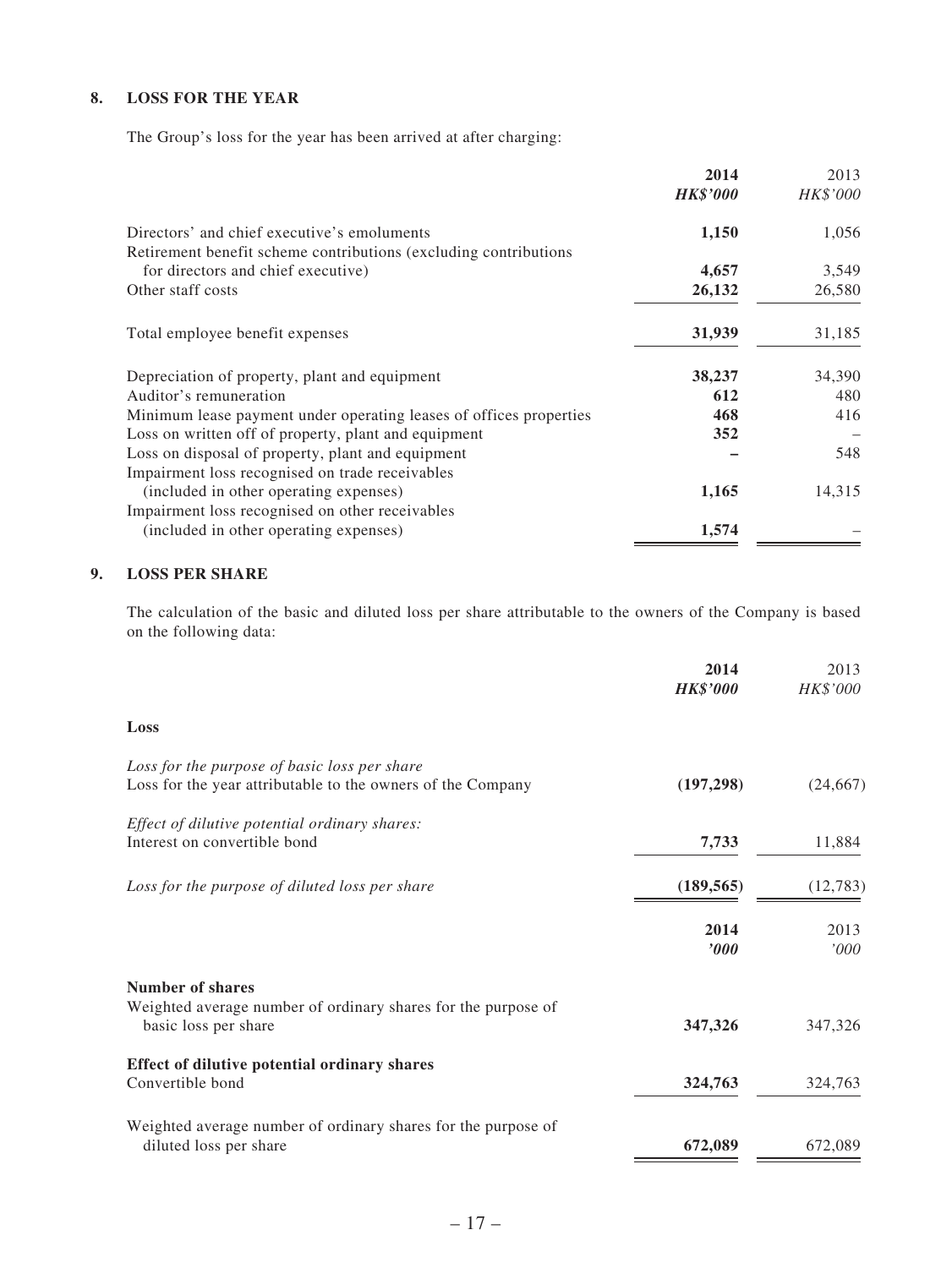## 8. LOSS FOR THE YEAR

The Group's loss for the year has been arrived at after charging:

| | **2014** | 2013 |
|---|---|---|
| | ***HK$'000*** | *HK$'000* |
| Directors' and chief executive's emoluments | **1,150** | 1,056 |
| Retirement benefit scheme contributions (excluding contributions for directors and chief executive) | **4,657** | 3,549 |
| Other staff costs | **26,132** | 26,580 |
| Total employee benefit expenses | **31,939** | 31,185 |
| Depreciation of property, plant and equipment | **38,237** | 34,390 |
| Auditor's remuneration | **612** | 480 |
| Minimum lease payment under operating leases of offices properties | **468** | 416 |
| Loss on written off of property, plant and equipment | **352** | – |
| Loss on disposal of property, plant and equipment | **–** | 548 |
| Impairment loss recognised on trade receivables (included in other operating expenses) | **1,165** | 14,315 |
| Impairment loss recognised on other receivables (included in other operating expenses) | **1,574** | – |

## 9. LOSS PER SHARE

The calculation of the basic and diluted loss per share attributable to the owners of the Company is based on the following data:

| | **2014** | 2013 |
|---|---|---|
| | ***HK$'000*** | *HK$'000* |
| **Loss** | | |
| *Loss for the purpose of basic loss per share* | | |
| Loss for the year attributable to the owners of the Company | **(197,298)** | (24,667) |
| *Effect of dilutive potential ordinary shares:* | | |
| Interest on convertible bond | **7,733** | 11,884 |
| *Loss for the purpose of diluted loss per share* | **(189,565)** | (12,783) |

| | **2014** | 2013 |
|---|---|---|
| | ***'000*** | *'000* |
| **Number of shares** | | |
| Weighted average number of ordinary shares for the purpose of basic loss per share | **347,326** | 347,326 |
| **Effect of dilutive potential ordinary shares** | | |
| Convertible bond | **324,763** | 324,763 |
| Weighted average number of ordinary shares for the purpose of diluted loss per share | **672,089** | 672,089 |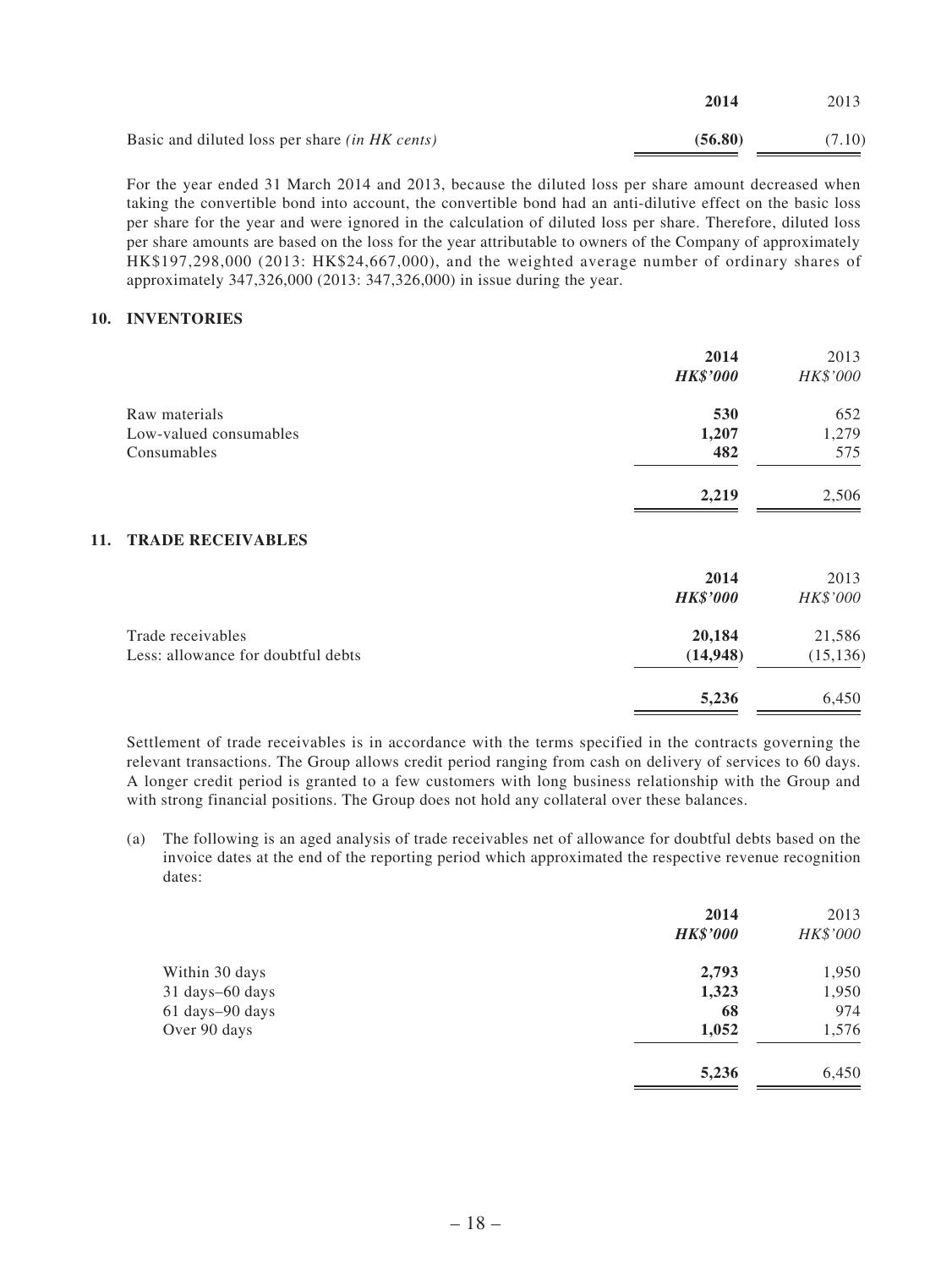| | 2014 | 2013 |
|---|---|---|
| Basic and diluted loss per share *(in HK cents)* | **(56.80)** | (7.10) |

For the year ended 31 March 2014 and 2013, because the diluted loss per share amount decreased when taking the convertible bond into account, the convertible bond had an anti-dilutive effect on the basic loss per share for the year and were ignored in the calculation of diluted loss per share. Therefore, diluted loss per share amounts are based on the loss for the year attributable to owners of the Company of approximately HK$197,298,000 (2013: HK$24,667,000), and the weighted average number of ordinary shares of approximately 347,326,000 (2013: 347,326,000) in issue during the year.

## 10. INVENTORIES

| | **2014** | 2013 |
|---|---|---|
| | ***HK$'000*** | *HK$'000* |
| Raw materials | **530** | 652 |
| Low-valued consumables | **1,207** | 1,279 |
| Consumables | **482** | 575 |
| | **2,219** | 2,506 |

## 11. TRADE RECEIVABLES

| | **2014** | 2013 |
|---|---|---|
| | ***HK$'000*** | *HK$'000* |
| Trade receivables | **20,184** | 21,586 |
| Less: allowance for doubtful debts | **(14,948)** | (15,136) |
| | **5,236** | 6,450 |

Settlement of trade receivables is in accordance with the terms specified in the contracts governing the relevant transactions. The Group allows credit period ranging from cash on delivery of services to 60 days. A longer credit period is granted to a few customers with long business relationship with the Group and with strong financial positions. The Group does not hold any collateral over these balances.

(a) The following is an aged analysis of trade receivables net of allowance for doubtful debts based on the invoice dates at the end of the reporting period which approximated the respective revenue recognition dates:

| | **2014** | 2013 |
|---|---|---|
| | ***HK$'000*** | *HK$'000* |
| Within 30 days | **2,793** | 1,950 |
| 31 days–60 days | **1,323** | 1,950 |
| 61 days–90 days | **68** | 974 |
| Over 90 days | **1,052** | 1,576 |
| | **5,236** | 6,450 |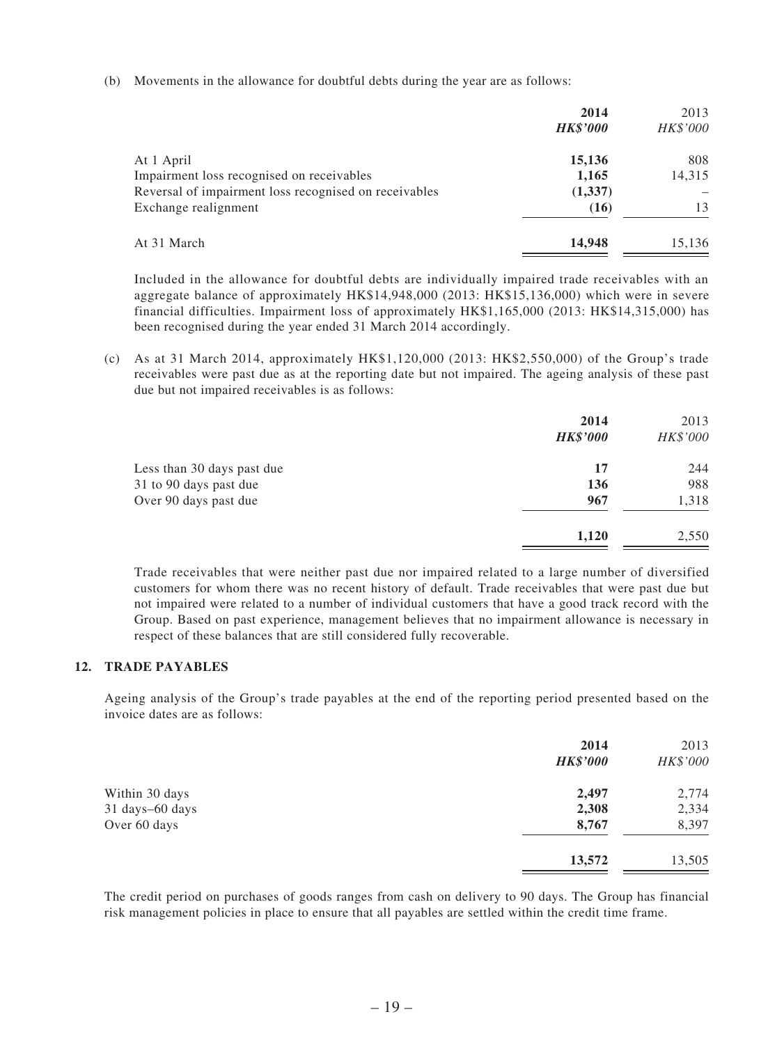(b) Movements in the allowance for doubtful debts during the year are as follows:

| | **2014** | 2013 |
|---|---|---|
| | ***HK$'000*** | *HK$'000* |
| At 1 April | **15,136** | 808 |
| Impairment loss recognised on receivables | **1,165** | 14,315 |
| Reversal of impairment loss recognised on receivables | **(1,337)** | – |
| Exchange realignment | **(16)** | 13 |
| At 31 March | **14,948** | 15,136 |

Included in the allowance for doubtful debts are individually impaired trade receivables with an aggregate balance of approximately HK$14,948,000 (2013: HK$15,136,000) which were in severe financial difficulties. Impairment loss of approximately HK$1,165,000 (2013: HK$14,315,000) has been recognised during the year ended 31 March 2014 accordingly.

(c) As at 31 March 2014, approximately HK$1,120,000 (2013: HK$2,550,000) of the Group's trade receivables were past due as at the reporting date but not impaired. The ageing analysis of these past due but not impaired receivables is as follows:

| | **2014** | 2013 |
|---|---|---|
| | ***HK$'000*** | *HK$'000* |
| Less than 30 days past due | **17** | 244 |
| 31 to 90 days past due | **136** | 988 |
| Over 90 days past due | **967** | 1,318 |
| | **1,120** | 2,550 |

Trade receivables that were neither past due nor impaired related to a large number of diversified customers for whom there was no recent history of default. Trade receivables that were past due but not impaired were related to a number of individual customers that have a good track record with the Group. Based on past experience, management believes that no impairment allowance is necessary in respect of these balances that are still considered fully recoverable.

## 12. TRADE PAYABLES

Ageing analysis of the Group's trade payables at the end of the reporting period presented based on the invoice dates are as follows:

| | **2014** | 2013 |
|---|---|---|
| | ***HK$'000*** | *HK$'000* |
| Within 30 days | **2,497** | 2,774 |
| 31 days–60 days | **2,308** | 2,334 |
| Over 60 days | **8,767** | 8,397 |
| | **13,572** | 13,505 |

The credit period on purchases of goods ranges from cash on delivery to 90 days. The Group has financial risk management policies in place to ensure that all payables are settled within the credit time frame.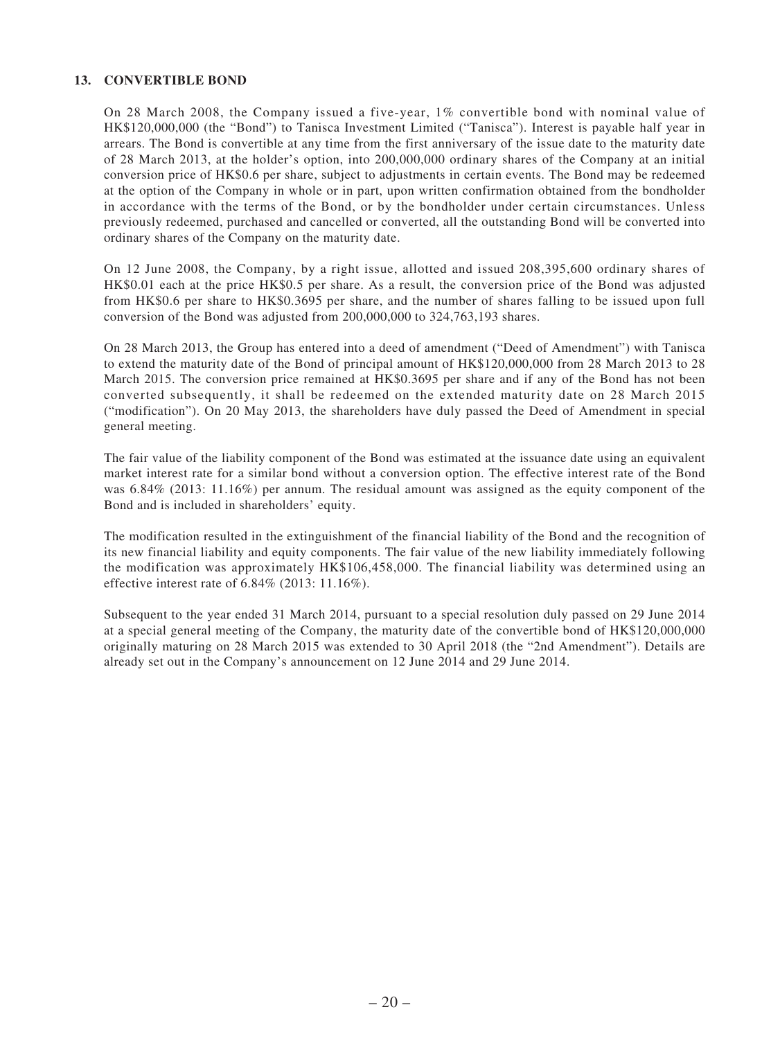## 13. CONVERTIBLE BOND

On 28 March 2008, the Company issued a five-year, 1% convertible bond with nominal value of HK$120,000,000 (the "Bond") to Tanisca Investment Limited ("Tanisca"). Interest is payable half year in arrears. The Bond is convertible at any time from the first anniversary of the issue date to the maturity date of 28 March 2013, at the holder's option, into 200,000,000 ordinary shares of the Company at an initial conversion price of HK$0.6 per share, subject to adjustments in certain events. The Bond may be redeemed at the option of the Company in whole or in part, upon written confirmation obtained from the bondholder in accordance with the terms of the Bond, or by the bondholder under certain circumstances. Unless previously redeemed, purchased and cancelled or converted, all the outstanding Bond will be converted into ordinary shares of the Company on the maturity date.

On 12 June 2008, the Company, by a right issue, allotted and issued 208,395,600 ordinary shares of HK$0.01 each at the price HK$0.5 per share. As a result, the conversion price of the Bond was adjusted from HK$0.6 per share to HK$0.3695 per share, and the number of shares falling to be issued upon full conversion of the Bond was adjusted from 200,000,000 to 324,763,193 shares.

On 28 March 2013, the Group has entered into a deed of amendment ("Deed of Amendment") with Tanisca to extend the maturity date of the Bond of principal amount of HK$120,000,000 from 28 March 2013 to 28 March 2015. The conversion price remained at HK$0.3695 per share and if any of the Bond has not been converted subsequently, it shall be redeemed on the extended maturity date on 28 March 2015 ("modification"). On 20 May 2013, the shareholders have duly passed the Deed of Amendment in special general meeting.

The fair value of the liability component of the Bond was estimated at the issuance date using an equivalent market interest rate for a similar bond without a conversion option. The effective interest rate of the Bond was 6.84% (2013: 11.16%) per annum. The residual amount was assigned as the equity component of the Bond and is included in shareholders' equity.

The modification resulted in the extinguishment of the financial liability of the Bond and the recognition of its new financial liability and equity components. The fair value of the new liability immediately following the modification was approximately HK$106,458,000. The financial liability was determined using an effective interest rate of 6.84% (2013: 11.16%).

Subsequent to the year ended 31 March 2014, pursuant to a special resolution duly passed on 29 June 2014 at a special general meeting of the Company, the maturity date of the convertible bond of HK$120,000,000 originally maturing on 28 March 2015 was extended to 30 April 2018 (the "2nd Amendment"). Details are already set out in the Company's announcement on 12 June 2014 and 29 June 2014.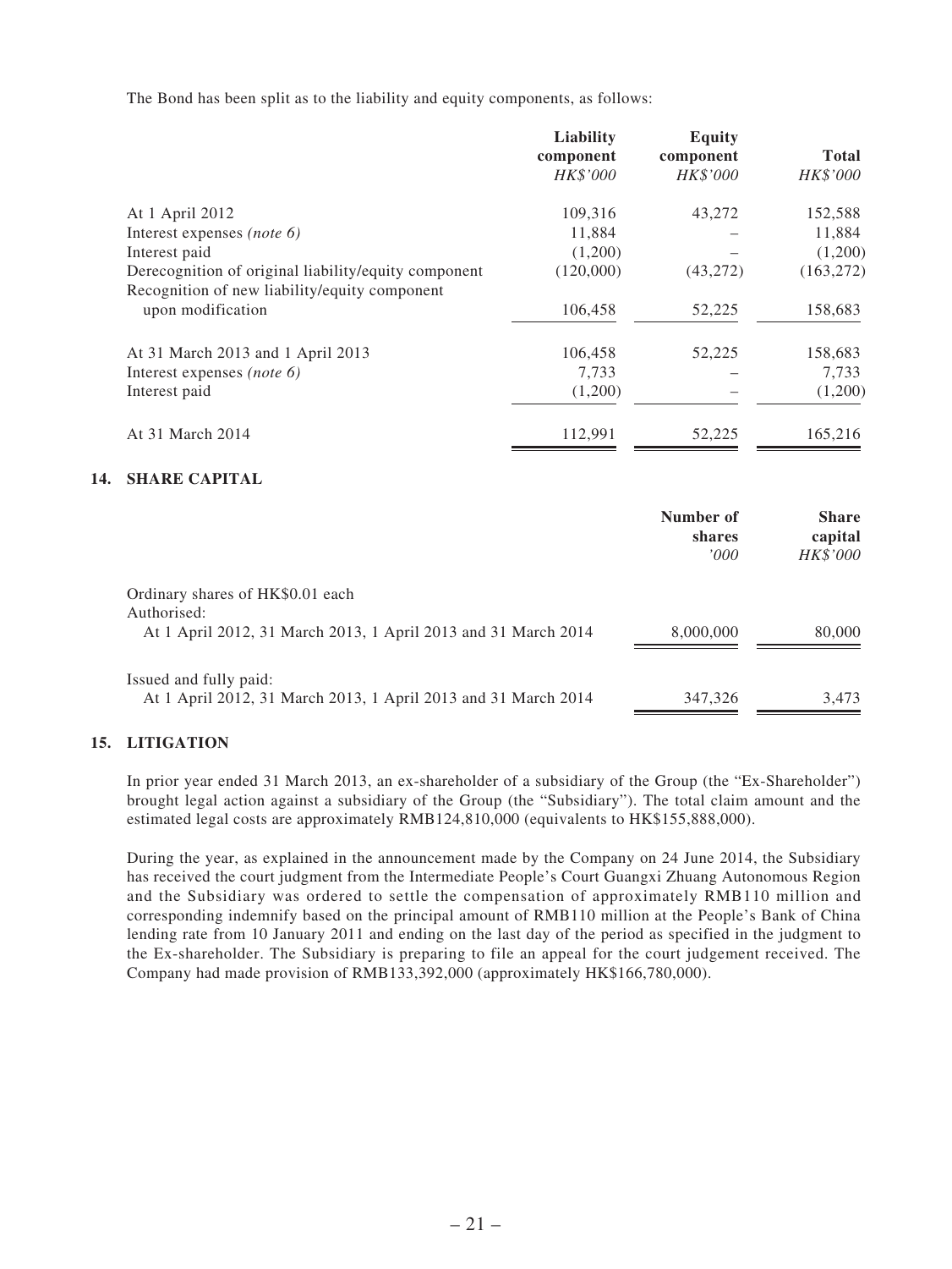The Bond has been split as to the liability and equity components, as follows:

| | Liability component | Equity component | Total |
|---|---|---|---|
| | *HK$'000* | *HK$'000* | *HK$'000* |
| At 1 April 2012 | 109,316 | 43,272 | 152,588 |
| Interest expenses *(note 6)* | 11,884 | – | 11,884 |
| Interest paid | (1,200) | – | (1,200) |
| Derecognition of original liability/equity component | (120,000) | (43,272) | (163,272) |
| Recognition of new liability/equity component upon modification | 106,458 | 52,225 | 158,683 |
| At 31 March 2013 and 1 April 2013 | 106,458 | 52,225 | 158,683 |
| Interest expenses *(note 6)* | 7,733 | – | 7,733 |
| Interest paid | (1,200) | – | (1,200) |
| At 31 March 2014 | 112,991 | 52,225 | 165,216 |

## 14. SHARE CAPITAL

| | Number of shares | Share capital |
|---|---|---|
| | *'000* | *HK$'000* |
| Ordinary shares of HK$0.01 each | | |
| Authorised: | | |
| At 1 April 2012, 31 March 2013, 1 April 2013 and 31 March 2014 | 8,000,000 | 80,000 |
| Issued and fully paid: | | |
| At 1 April 2012, 31 March 2013, 1 April 2013 and 31 March 2014 | 347,326 | 3,473 |

## 15. LITIGATION

In prior year ended 31 March 2013, an ex-shareholder of a subsidiary of the Group (the "Ex-Shareholder") brought legal action against a subsidiary of the Group (the "Subsidiary"). The total claim amount and the estimated legal costs are approximately RMB124,810,000 (equivalents to HK$155,888,000).

During the year, as explained in the announcement made by the Company on 24 June 2014, the Subsidiary has received the court judgment from the Intermediate People's Court Guangxi Zhuang Autonomous Region and the Subsidiary was ordered to settle the compensation of approximately RMB110 million and corresponding indemnify based on the principal amount of RMB110 million at the People's Bank of China lending rate from 10 January 2011 and ending on the last day of the period as specified in the judgment to the Ex-shareholder. The Subsidiary is preparing to file an appeal for the court judgement received. The Company had made provision of RMB133,392,000 (approximately HK$166,780,000).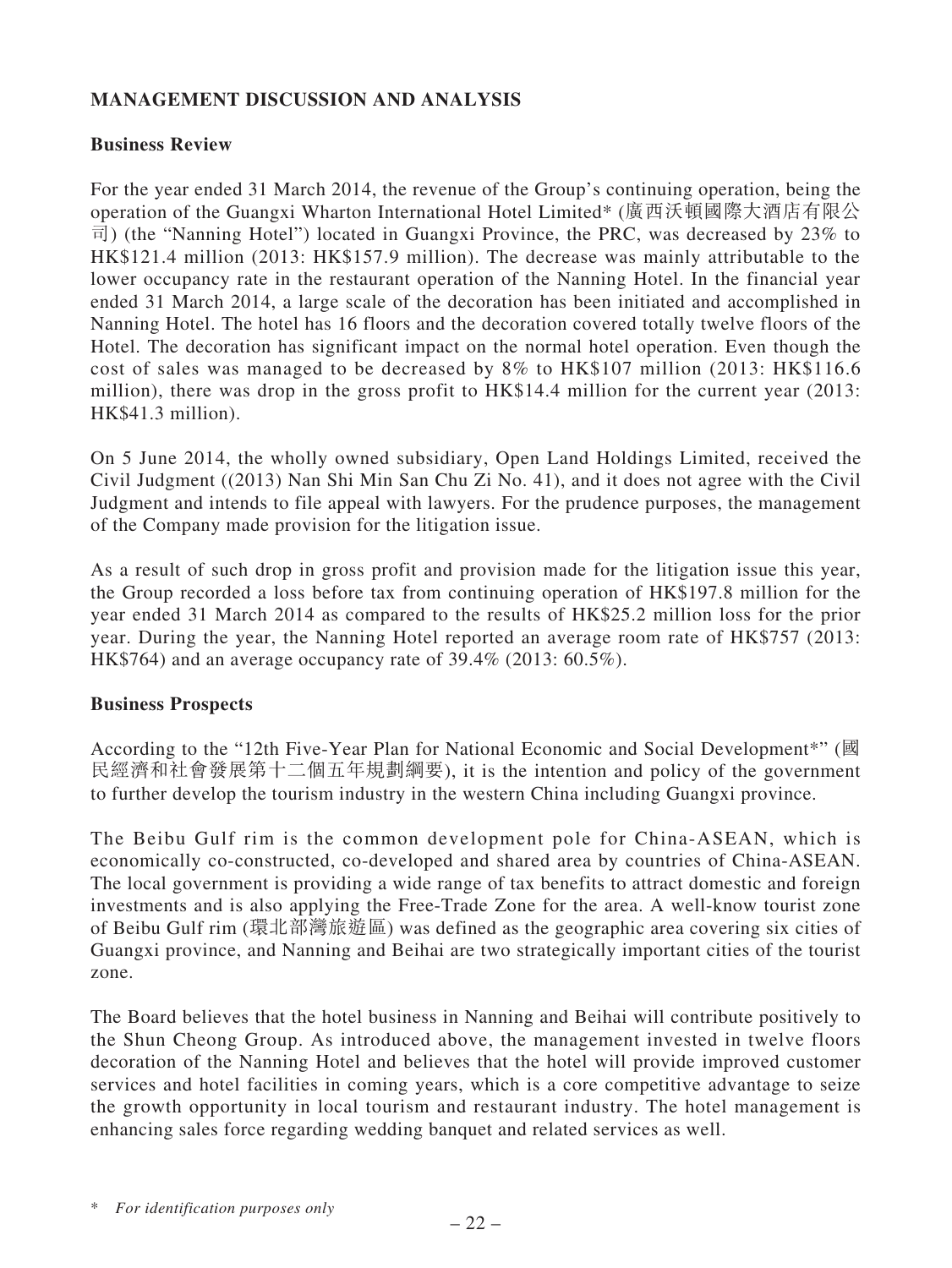## MANAGEMENT DISCUSSION AND ANALYSIS

### Business Review

For the year ended 31 March 2014, the revenue of the Group's continuing operation, being the operation of the Guangxi Wharton International Hotel Limited* (廣西沃頓國際大酒店有限公司) (the "Nanning Hotel") located in Guangxi Province, the PRC, was decreased by 23% to HK$121.4 million (2013: HK$157.9 million). The decrease was mainly attributable to the lower occupancy rate in the restaurant operation of the Nanning Hotel. In the financial year ended 31 March 2014, a large scale of the decoration has been initiated and accomplished in Nanning Hotel. The hotel has 16 floors and the decoration covered totally twelve floors of the Hotel. The decoration has significant impact on the normal hotel operation. Even though the cost of sales was managed to be decreased by 8% to HK$107 million (2013: HK$116.6 million), there was drop in the gross profit to HK$14.4 million for the current year (2013: HK$41.3 million).

On 5 June 2014, the wholly owned subsidiary, Open Land Holdings Limited, received the Civil Judgment ((2013) Nan Shi Min San Chu Zi No. 41), and it does not agree with the Civil Judgment and intends to file appeal with lawyers. For the prudence purposes, the management of the Company made provision for the litigation issue.

As a result of such drop in gross profit and provision made for the litigation issue this year, the Group recorded a loss before tax from continuing operation of HK$197.8 million for the year ended 31 March 2014 as compared to the results of HK$25.2 million loss for the prior year. During the year, the Nanning Hotel reported an average room rate of HK$757 (2013: HK$764) and an average occupancy rate of 39.4% (2013: 60.5%).

### Business Prospects

According to the "12th Five-Year Plan for National Economic and Social Development*" (國民經濟和社會發展第十二個五年規劃綱要), it is the intention and policy of the government to further develop the tourism industry in the western China including Guangxi province.

The Beibu Gulf rim is the common development pole for China-ASEAN, which is economically co-constructed, co-developed and shared area by countries of China-ASEAN. The local government is providing a wide range of tax benefits to attract domestic and foreign investments and is also applying the Free-Trade Zone for the area. A well-know tourist zone of Beibu Gulf rim (環北部灣旅遊區) was defined as the geographic area covering six cities of Guangxi province, and Nanning and Beihai are two strategically important cities of the tourist zone.

The Board believes that the hotel business in Nanning and Beihai will contribute positively to the Shun Cheong Group. As introduced above, the management invested in twelve floors decoration of the Nanning Hotel and believes that the hotel will provide improved customer services and hotel facilities in coming years, which is a core competitive advantage to seize the growth opportunity in local tourism and restaurant industry. The hotel management is enhancing sales force regarding wedding banquet and related services as well.

\* *For identification purposes only*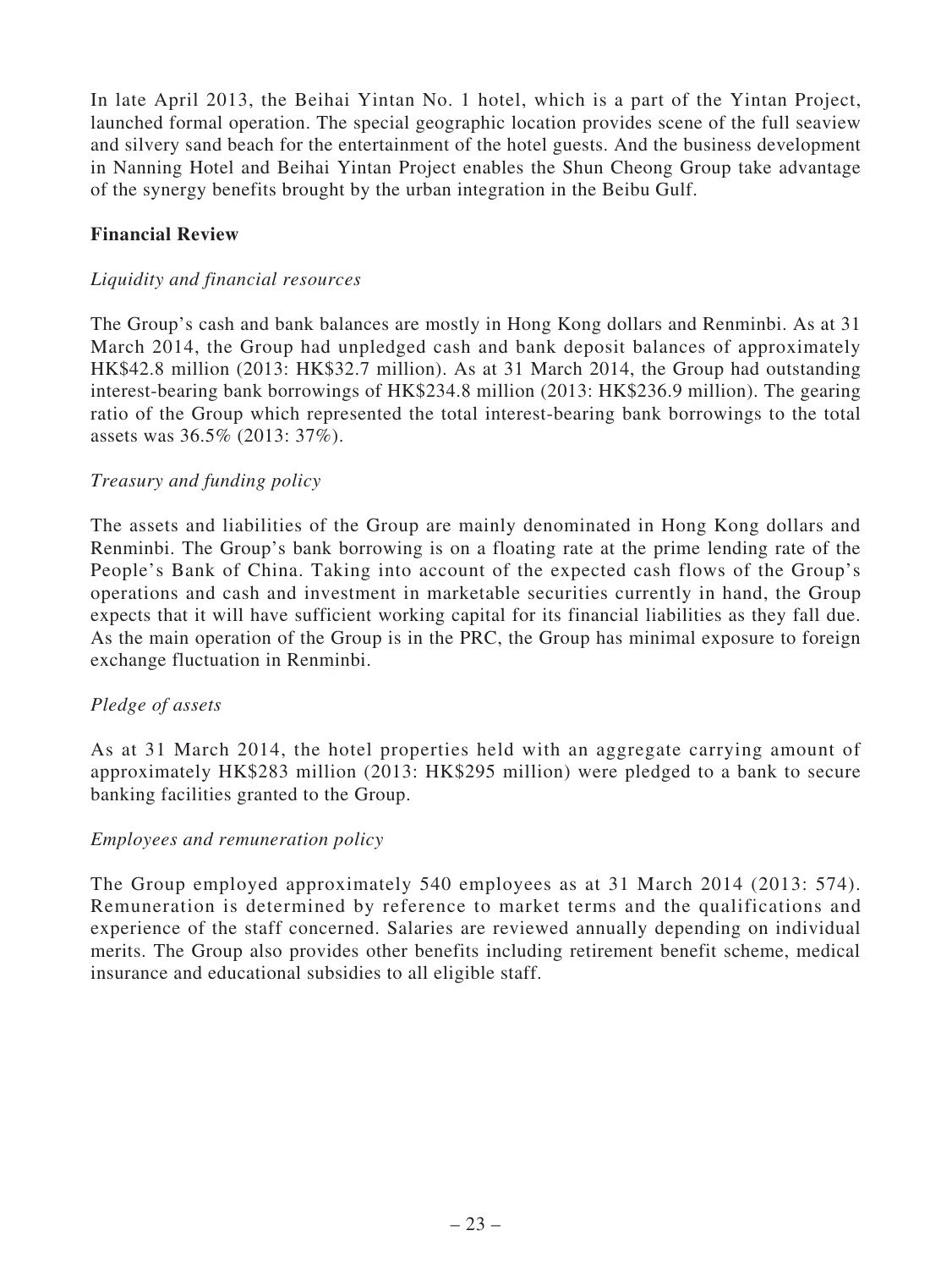In late April 2013, the Beihai Yintan No. 1 hotel, which is a part of the Yintan Project, launched formal operation. The special geographic location provides scene of the full seaview and silvery sand beach for the entertainment of the hotel guests. And the business development in Nanning Hotel and Beihai Yintan Project enables the Shun Cheong Group take advantage of the synergy benefits brought by the urban integration in the Beibu Gulf.

**Financial Review**

*Liquidity and financial resources*

The Group's cash and bank balances are mostly in Hong Kong dollars and Renminbi. As at 31 March 2014, the Group had unpledged cash and bank deposit balances of approximately HK$42.8 million (2013: HK$32.7 million). As at 31 March 2014, the Group had outstanding interest-bearing bank borrowings of HK$234.8 million (2013: HK$236.9 million). The gearing ratio of the Group which represented the total interest-bearing bank borrowings to the total assets was 36.5% (2013: 37%).

*Treasury and funding policy*

The assets and liabilities of the Group are mainly denominated in Hong Kong dollars and Renminbi. The Group's bank borrowing is on a floating rate at the prime lending rate of the People's Bank of China. Taking into account of the expected cash flows of the Group's operations and cash and investment in marketable securities currently in hand, the Group expects that it will have sufficient working capital for its financial liabilities as they fall due. As the main operation of the Group is in the PRC, the Group has minimal exposure to foreign exchange fluctuation in Renminbi.

*Pledge of assets*

As at 31 March 2014, the hotel properties held with an aggregate carrying amount of approximately HK$283 million (2013: HK$295 million) were pledged to a bank to secure banking facilities granted to the Group.

*Employees and remuneration policy*

The Group employed approximately 540 employees as at 31 March 2014 (2013: 574). Remuneration is determined by reference to market terms and the qualifications and experience of the staff concerned. Salaries are reviewed annually depending on individual merits. The Group also provides other benefits including retirement benefit scheme, medical insurance and educational subsidies to all eligible staff.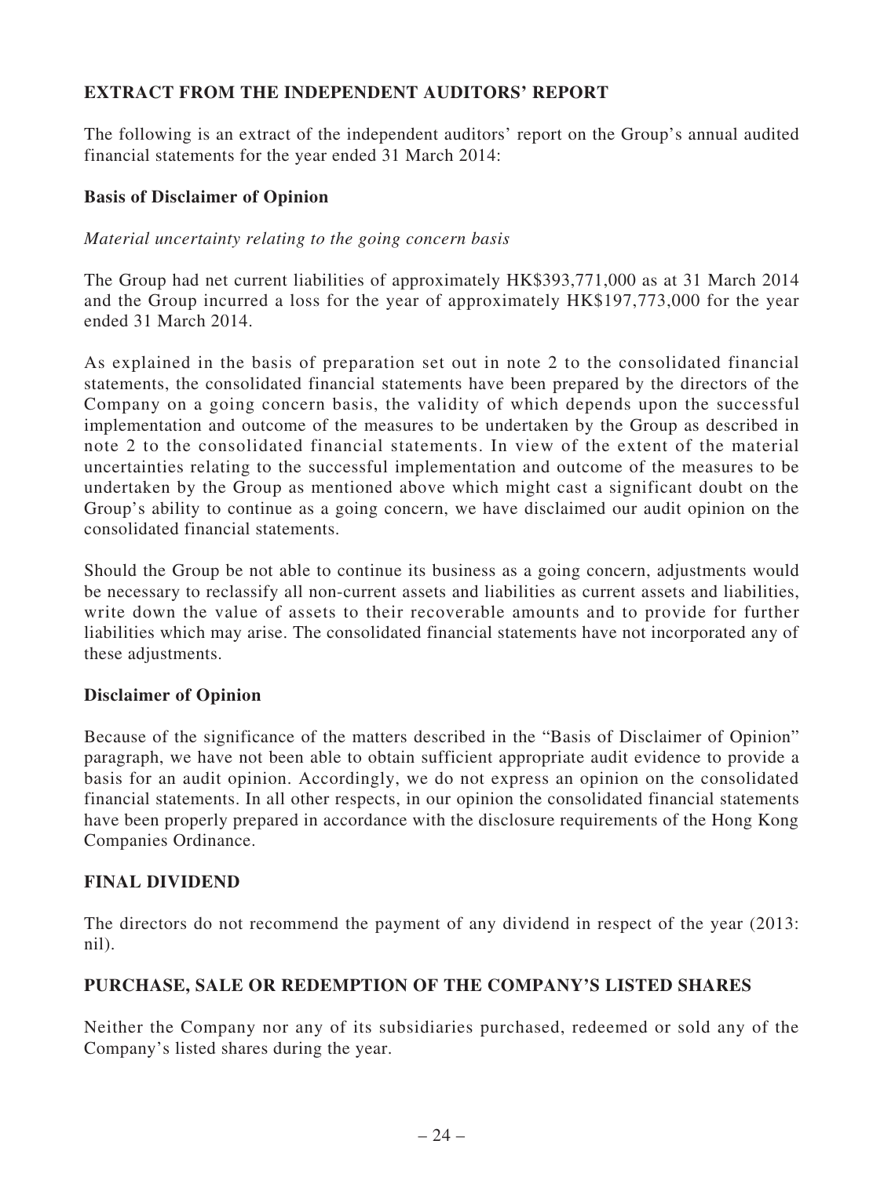## EXTRACT FROM THE INDEPENDENT AUDITORS' REPORT

The following is an extract of the independent auditors' report on the Group's annual audited financial statements for the year ended 31 March 2014:

### Basis of Disclaimer of Opinion

*Material uncertainty relating to the going concern basis*

The Group had net current liabilities of approximately HK$393,771,000 as at 31 March 2014 and the Group incurred a loss for the year of approximately HK$197,773,000 for the year ended 31 March 2014.

As explained in the basis of preparation set out in note 2 to the consolidated financial statements, the consolidated financial statements have been prepared by the directors of the Company on a going concern basis, the validity of which depends upon the successful implementation and outcome of the measures to be undertaken by the Group as described in note 2 to the consolidated financial statements. In view of the extent of the material uncertainties relating to the successful implementation and outcome of the measures to be undertaken by the Group as mentioned above which might cast a significant doubt on the Group's ability to continue as a going concern, we have disclaimed our audit opinion on the consolidated financial statements.

Should the Group be not able to continue its business as a going concern, adjustments would be necessary to reclassify all non-current assets and liabilities as current assets and liabilities, write down the value of assets to their recoverable amounts and to provide for further liabilities which may arise. The consolidated financial statements have not incorporated any of these adjustments.

### Disclaimer of Opinion

Because of the significance of the matters described in the "Basis of Disclaimer of Opinion" paragraph, we have not been able to obtain sufficient appropriate audit evidence to provide a basis for an audit opinion. Accordingly, we do not express an opinion on the consolidated financial statements. In all other respects, in our opinion the consolidated financial statements have been properly prepared in accordance with the disclosure requirements of the Hong Kong Companies Ordinance.

## FINAL DIVIDEND

The directors do not recommend the payment of any dividend in respect of the year (2013: nil).

## PURCHASE, SALE OR REDEMPTION OF THE COMPANY'S LISTED SHARES

Neither the Company nor any of its subsidiaries purchased, redeemed or sold any of the Company's listed shares during the year.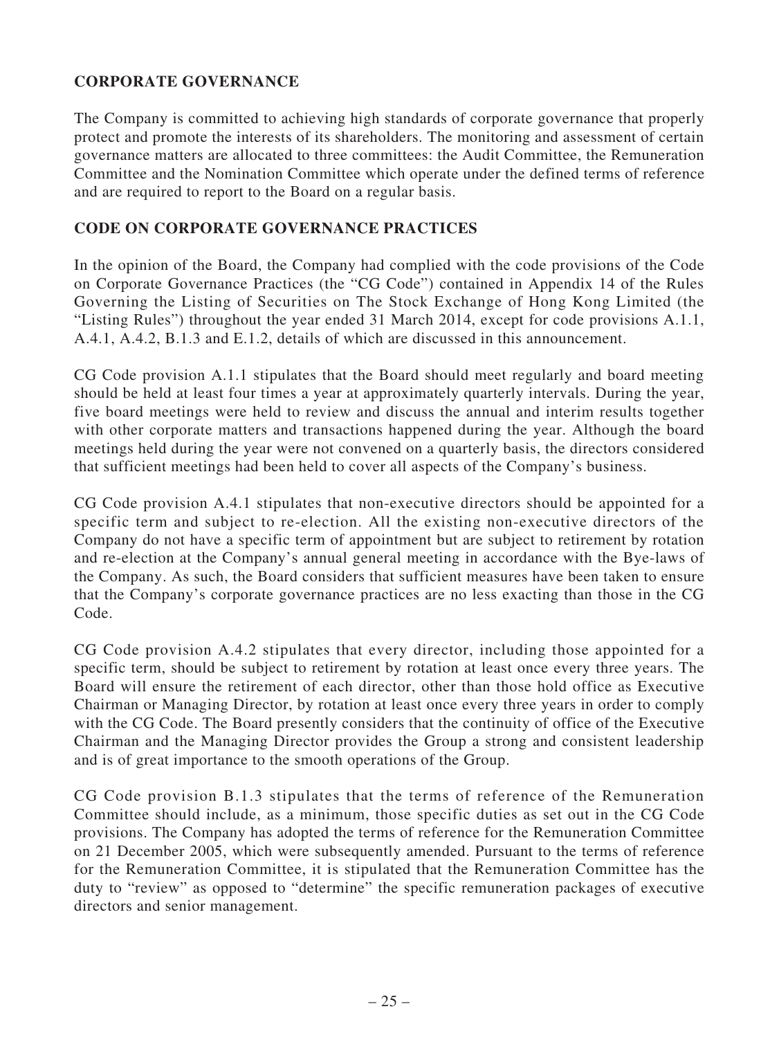## CORPORATE GOVERNANCE

The Company is committed to achieving high standards of corporate governance that properly protect and promote the interests of its shareholders. The monitoring and assessment of certain governance matters are allocated to three committees: the Audit Committee, the Remuneration Committee and the Nomination Committee which operate under the defined terms of reference and are required to report to the Board on a regular basis.

## CODE ON CORPORATE GOVERNANCE PRACTICES

In the opinion of the Board, the Company had complied with the code provisions of the Code on Corporate Governance Practices (the "CG Code") contained in Appendix 14 of the Rules Governing the Listing of Securities on The Stock Exchange of Hong Kong Limited (the "Listing Rules") throughout the year ended 31 March 2014, except for code provisions A.1.1, A.4.1, A.4.2, B.1.3 and E.1.2, details of which are discussed in this announcement.

CG Code provision A.1.1 stipulates that the Board should meet regularly and board meeting should be held at least four times a year at approximately quarterly intervals. During the year, five board meetings were held to review and discuss the annual and interim results together with other corporate matters and transactions happened during the year. Although the board meetings held during the year were not convened on a quarterly basis, the directors considered that sufficient meetings had been held to cover all aspects of the Company's business.

CG Code provision A.4.1 stipulates that non-executive directors should be appointed for a specific term and subject to re-election. All the existing non-executive directors of the Company do not have a specific term of appointment but are subject to retirement by rotation and re-election at the Company's annual general meeting in accordance with the Bye-laws of the Company. As such, the Board considers that sufficient measures have been taken to ensure that the Company's corporate governance practices are no less exacting than those in the CG Code.

CG Code provision A.4.2 stipulates that every director, including those appointed for a specific term, should be subject to retirement by rotation at least once every three years. The Board will ensure the retirement of each director, other than those hold office as Executive Chairman or Managing Director, by rotation at least once every three years in order to comply with the CG Code. The Board presently considers that the continuity of office of the Executive Chairman and the Managing Director provides the Group a strong and consistent leadership and is of great importance to the smooth operations of the Group.

CG Code provision B.1.3 stipulates that the terms of reference of the Remuneration Committee should include, as a minimum, those specific duties as set out in the CG Code provisions. The Company has adopted the terms of reference for the Remuneration Committee on 21 December 2005, which were subsequently amended. Pursuant to the terms of reference for the Remuneration Committee, it is stipulated that the Remuneration Committee has the duty to "review" as opposed to "determine" the specific remuneration packages of executive directors and senior management.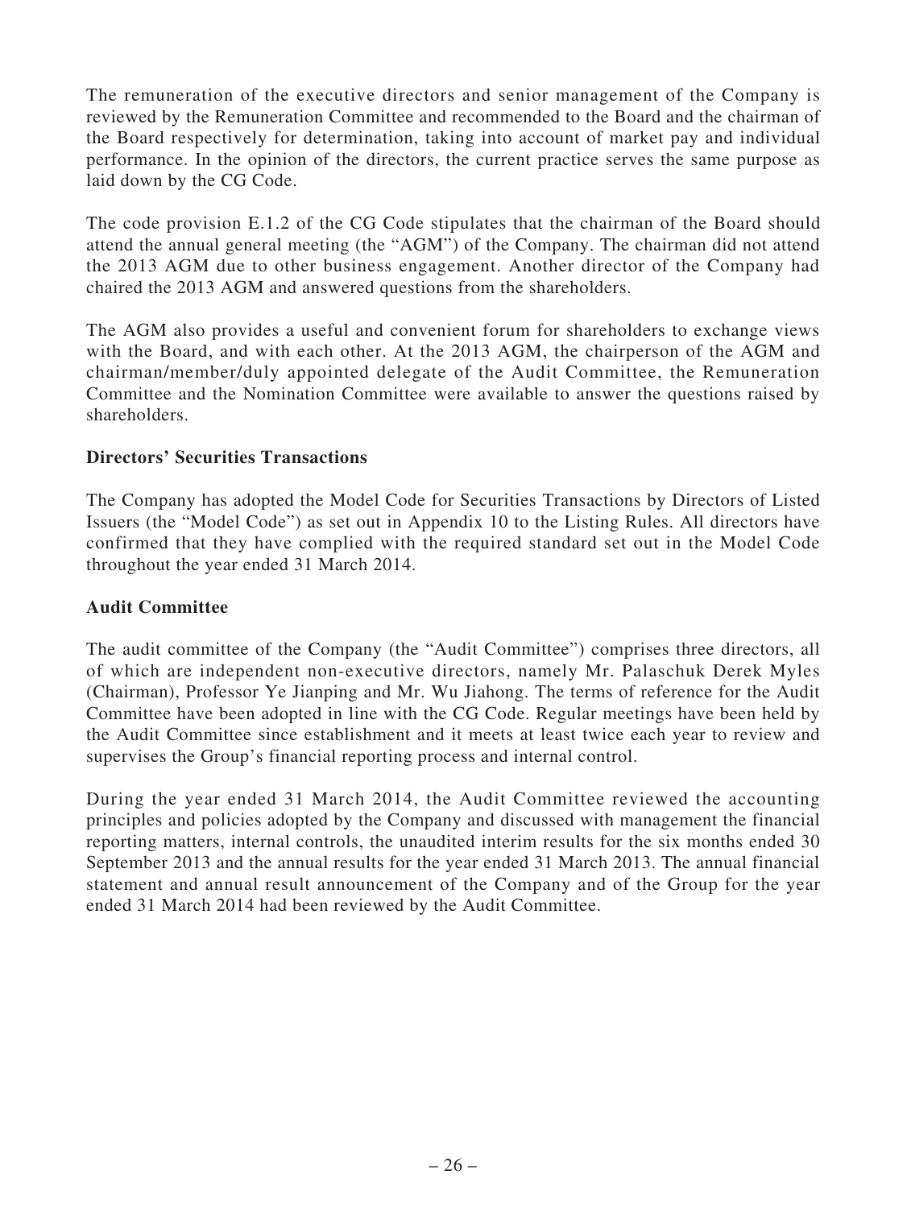The remuneration of the executive directors and senior management of the Company is reviewed by the Remuneration Committee and recommended to the Board and the chairman of the Board respectively for determination, taking into account of market pay and individual performance. In the opinion of the directors, the current practice serves the same purpose as laid down by the CG Code.

The code provision E.1.2 of the CG Code stipulates that the chairman of the Board should attend the annual general meeting (the "AGM") of the Company. The chairman did not attend the 2013 AGM due to other business engagement. Another director of the Company had chaired the 2013 AGM and answered questions from the shareholders.

The AGM also provides a useful and convenient forum for shareholders to exchange views with the Board, and with each other. At the 2013 AGM, the chairperson of the AGM and chairman/member/duly appointed delegate of the Audit Committee, the Remuneration Committee and the Nomination Committee were available to answer the questions raised by shareholders.

**Directors' Securities Transactions**

The Company has adopted the Model Code for Securities Transactions by Directors of Listed Issuers (the "Model Code") as set out in Appendix 10 to the Listing Rules. All directors have confirmed that they have complied with the required standard set out in the Model Code throughout the year ended 31 March 2014.

**Audit Committee**

The audit committee of the Company (the "Audit Committee") comprises three directors, all of which are independent non-executive directors, namely Mr. Palaschuk Derek Myles (Chairman), Professor Ye Jianping and Mr. Wu Jiahong. The terms of reference for the Audit Committee have been adopted in line with the CG Code. Regular meetings have been held by the Audit Committee since establishment and it meets at least twice each year to review and supervises the Group's financial reporting process and internal control.

During the year ended 31 March 2014, the Audit Committee reviewed the accounting principles and policies adopted by the Company and discussed with management the financial reporting matters, internal controls, the unaudited interim results for the six months ended 30 September 2013 and the annual results for the year ended 31 March 2013. The annual financial statement and annual result announcement of the Company and of the Group for the year ended 31 March 2014 had been reviewed by the Audit Committee.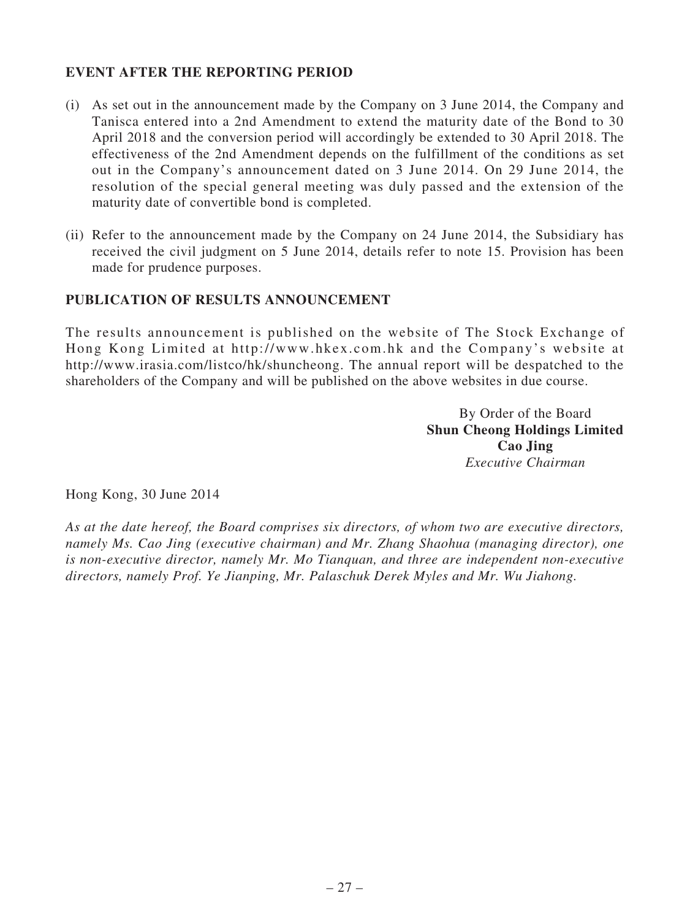## EVENT AFTER THE REPORTING PERIOD

(i) As set out in the announcement made by the Company on 3 June 2014, the Company and Tanisca entered into a 2nd Amendment to extend the maturity date of the Bond to 30 April 2018 and the conversion period will accordingly be extended to 30 April 2018. The effectiveness of the 2nd Amendment depends on the fulfillment of the conditions as set out in the Company's announcement dated on 3 June 2014. On 29 June 2014, the resolution of the special general meeting was duly passed and the extension of the maturity date of convertible bond is completed.

(ii) Refer to the announcement made by the Company on 24 June 2014, the Subsidiary has received the civil judgment on 5 June 2014, details refer to note 15. Provision has been made for prudence purposes.

## PUBLICATION OF RESULTS ANNOUNCEMENT

The results announcement is published on the website of The Stock Exchange of Hong Kong Limited at http://www.hkex.com.hk and the Company's website at http://www.irasia.com/listco/hk/shuncheong. The annual report will be despatched to the shareholders of the Company and will be published on the above websites in due course.

By Order of the Board
**Shun Cheong Holdings Limited**
**Cao Jing**
*Executive Chairman*

Hong Kong, 30 June 2014

*As at the date hereof, the Board comprises six directors, of whom two are executive directors, namely Ms. Cao Jing (executive chairman) and Mr. Zhang Shaohua (managing director), one is non-executive director, namely Mr. Mo Tianquan, and three are independent non-executive directors, namely Prof. Ye Jianping, Mr. Palaschuk Derek Myles and Mr. Wu Jiahong.*